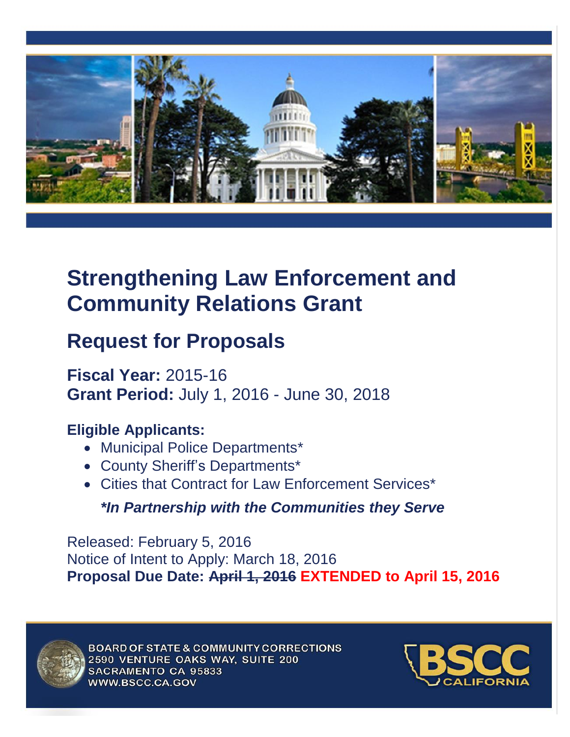# Strengthening Law Enforcement and Community Relations Grant

## Request for Proposals

**Fiscal Year:** 2015-16
**Grant Period:** July 1, 2016 - June 30, 2018

**Eligible Applicants:**

- Municipal Police Departments*
- County Sheriff's Departments*
- Cities that Contract for Law Enforcement Services*

***In Partnership with the Communities they Serve***

Released: February 5, 2016
Notice of Intent to Apply: March 18, 2016
**Proposal Due Date: ~~April 1, 2016~~ EXTENDED to April 15, 2016**

BOARD OF STATE & COMMUNITY CORRECTIONS
2590 VENTURE OAKS WAY, SUITE 200
SACRAMENTO CA 95833
WWW.BSCC.CA.GOV

BSCC CALIFORNIA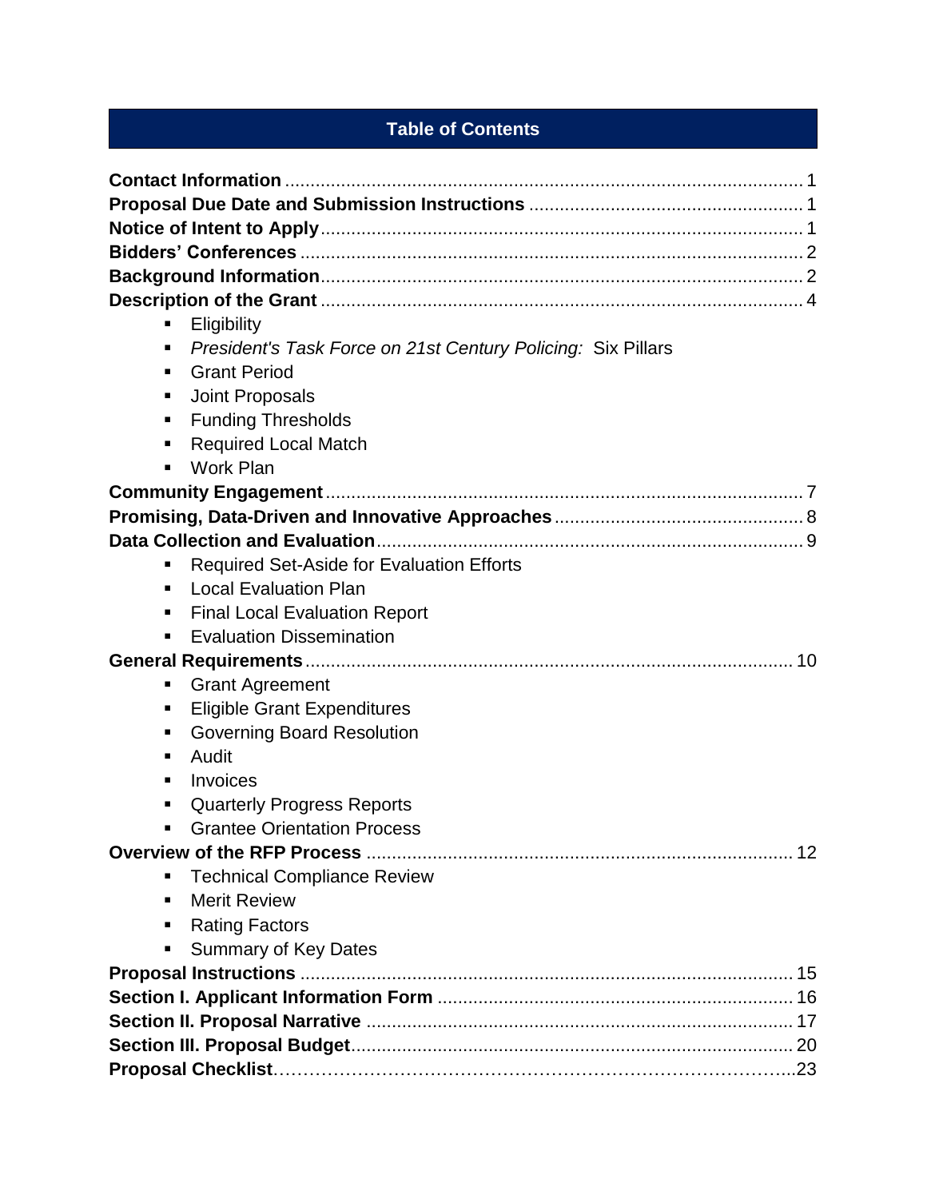# Table of Contents

**Contact Information** ..................................................................................................... 1
**Proposal Due Date and Submission Instructions** ...................................................... 1
**Notice of Intent to Apply** ............................................................................................... 1
**Bidders' Conferences** ................................................................................................... 2
**Background Information** .............................................................................................. 2
**Description of the Grant** .............................................................................................. 4

- Eligibility
- *President's Task Force on 21st Century Policing:* Six Pillars
- Grant Period
- Joint Proposals
- Funding Thresholds
- Required Local Match
- Work Plan

**Community Engagement** ............................................................................................. 7
**Promising, Data-Driven and Innovative Approaches** ................................................. 8
**Data Collection and Evaluation** .................................................................................... 9

- Required Set-Aside for Evaluation Efforts
- Local Evaluation Plan
- Final Local Evaluation Report
- Evaluation Dissemination

**General Requirements** ............................................................................................... 10

- Grant Agreement
- Eligible Grant Expenditures
- Governing Board Resolution
- Audit
- Invoices
- Quarterly Progress Reports
- Grantee Orientation Process

**Overview of the RFP Process** .................................................................................... 12

- Technical Compliance Review
- Merit Review
- Rating Factors
- Summary of Key Dates

**Proposal Instructions** ................................................................................................ 15
**Section I. Applicant Information Form** ..................................................................... 16
**Section II. Proposal Narrative** .................................................................................... 17
**Section III. Proposal Budget** ...................................................................................... 20
**Proposal Checklist**……………………………………………………………………...23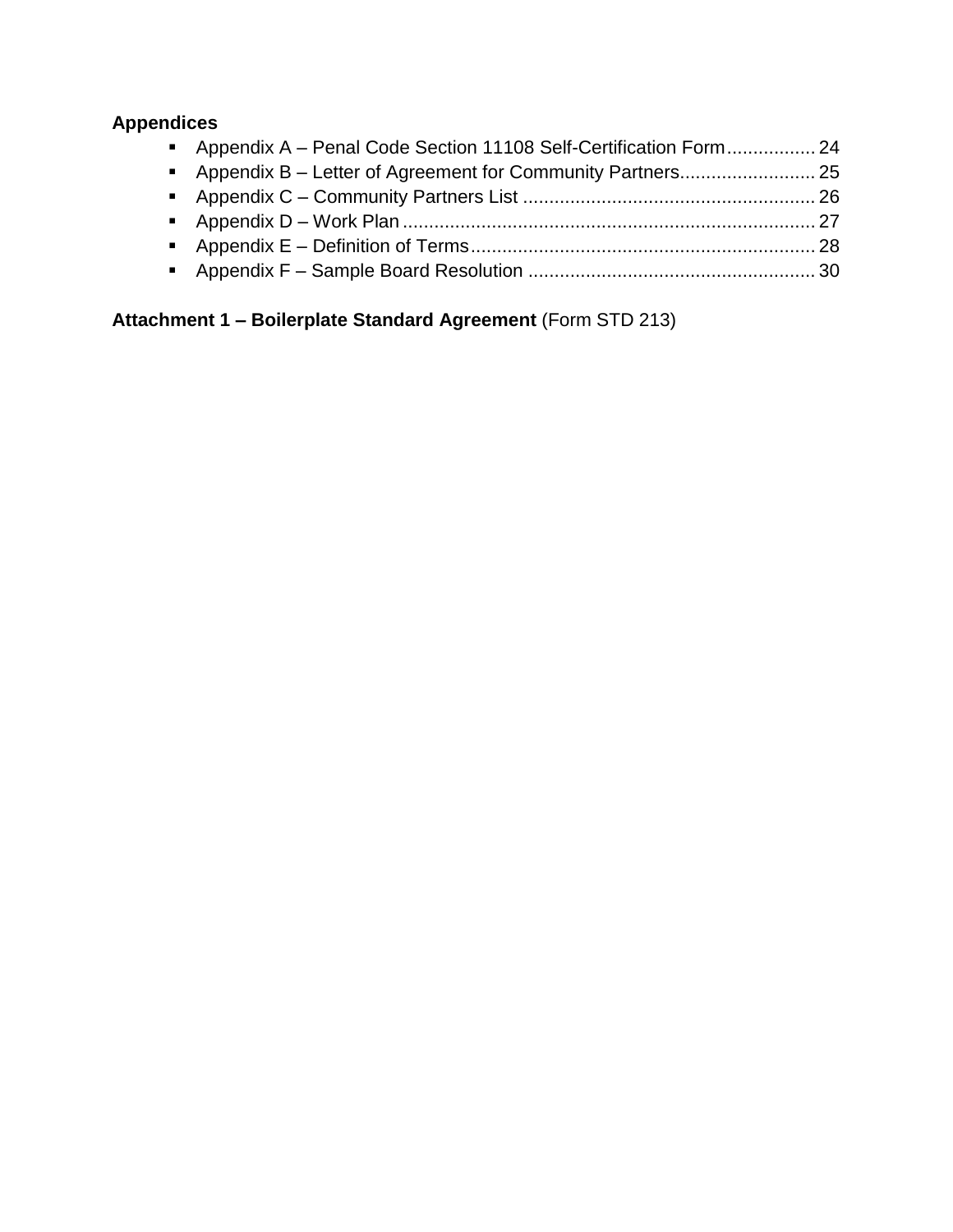**Appendices**

- Appendix A – Penal Code Section 11108 Self-Certification Form................. 24
- Appendix B – Letter of Agreement for Community Partners.......................... 25
- Appendix C – Community Partners List ....................................................... 26
- Appendix D – Work Plan.............................................................................. 27
- Appendix E – Definition of Terms................................................................. 28
- Appendix F – Sample Board Resolution ...................................................... 30

**Attachment 1 – Boilerplate Standard Agreement** (Form STD 213)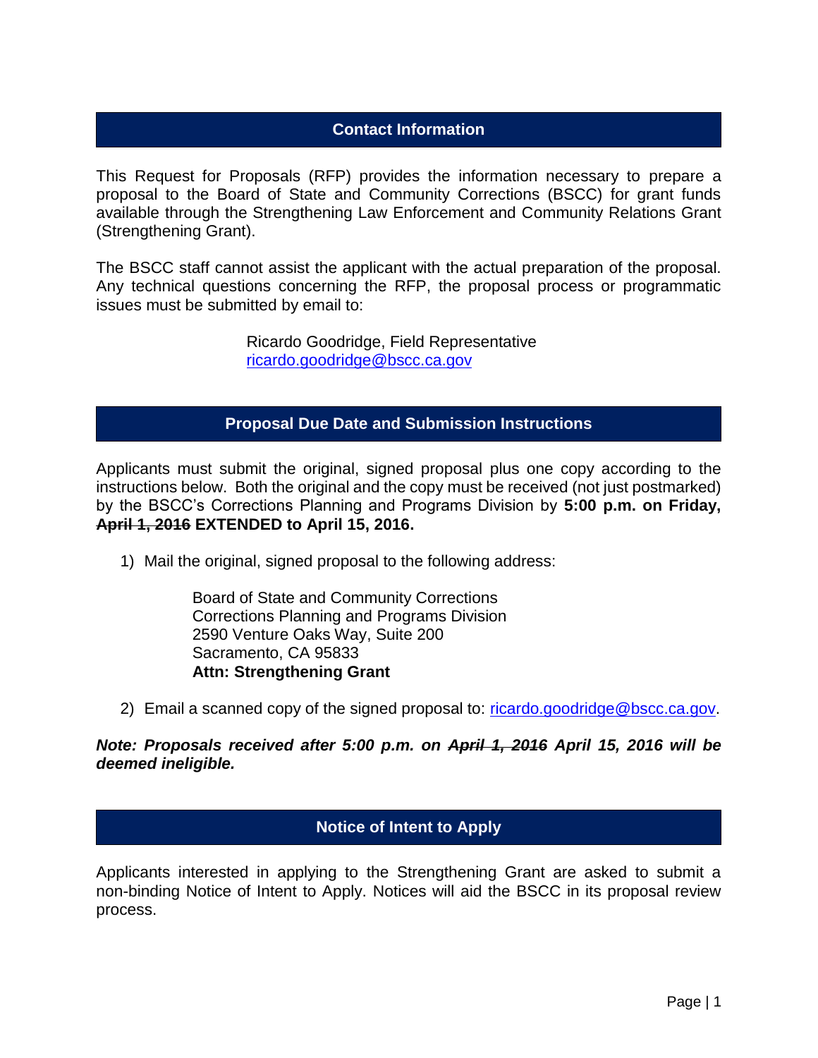## Contact Information

This Request for Proposals (RFP) provides the information necessary to prepare a proposal to the Board of State and Community Corrections (BSCC) for grant funds available through the Strengthening Law Enforcement and Community Relations Grant (Strengthening Grant).

The BSCC staff cannot assist the applicant with the actual preparation of the proposal. Any technical questions concerning the RFP, the proposal process or programmatic issues must be submitted by email to:

> Ricardo Goodridge, Field Representative
> ricardo.goodridge@bscc.ca.gov

## Proposal Due Date and Submission Instructions

Applicants must submit the original, signed proposal plus one copy according to the instructions below. Both the original and the copy must be received (not just postmarked) by the BSCC's Corrections Planning and Programs Division by **5:00 p.m. on Friday, ~~April 1, 2016~~ EXTENDED to April 15, 2016.**

1) Mail the original, signed proposal to the following address:

> Board of State and Community Corrections
> Corrections Planning and Programs Division
> 2590 Venture Oaks Way, Suite 200
> Sacramento, CA 95833
> **Attn: Strengthening Grant**

2) Email a scanned copy of the signed proposal to: ricardo.goodridge@bscc.ca.gov.

***Note: Proposals received after 5:00 p.m. on ~~April 1, 2016~~ April 15, 2016 will be deemed ineligible.***

## Notice of Intent to Apply

Applicants interested in applying to the Strengthening Grant are asked to submit a non-binding Notice of Intent to Apply. Notices will aid the BSCC in its proposal review process.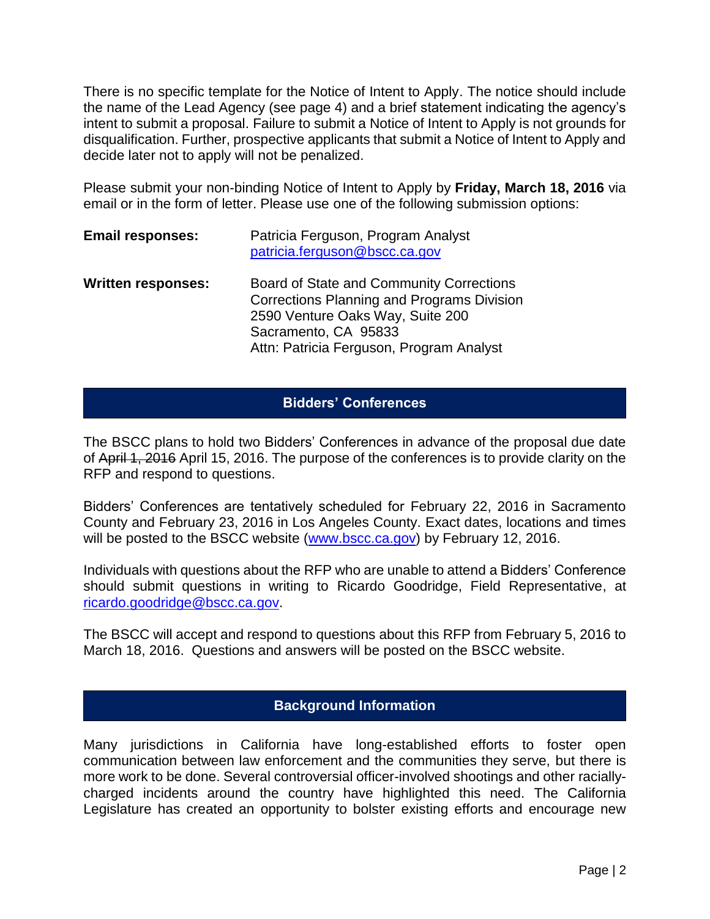There is no specific template for the Notice of Intent to Apply. The notice should include the name of the Lead Agency (see page 4) and a brief statement indicating the agency's intent to submit a proposal. Failure to submit a Notice of Intent to Apply is not grounds for disqualification. Further, prospective applicants that submit a Notice of Intent to Apply and decide later not to apply will not be penalized.

Please submit your non-binding Notice of Intent to Apply by **Friday, March 18, 2016** via email or in the form of letter. Please use one of the following submission options:

**Email responses:** Patricia Ferguson, Program Analyst
patricia.ferguson@bscc.ca.gov

**Written responses:** Board of State and Community Corrections
Corrections Planning and Programs Division
2590 Venture Oaks Way, Suite 200
Sacramento, CA 95833
Attn: Patricia Ferguson, Program Analyst

## Bidders' Conferences

The BSCC plans to hold two Bidders' Conferences in advance of the proposal due date of ~~April 1, 2016~~ April 15, 2016. The purpose of the conferences is to provide clarity on the RFP and respond to questions.

Bidders' Conferences are tentatively scheduled for February 22, 2016 in Sacramento County and February 23, 2016 in Los Angeles County. Exact dates, locations and times will be posted to the BSCC website (www.bscc.ca.gov) by February 12, 2016.

Individuals with questions about the RFP who are unable to attend a Bidders' Conference should submit questions in writing to Ricardo Goodridge, Field Representative, at ricardo.goodridge@bscc.ca.gov.

The BSCC will accept and respond to questions about this RFP from February 5, 2016 to March 18, 2016. Questions and answers will be posted on the BSCC website.

## Background Information

Many jurisdictions in California have long-established efforts to foster open communication between law enforcement and the communities they serve, but there is more work to be done. Several controversial officer-involved shootings and other racially-charged incidents around the country have highlighted this need. The California Legislature has created an opportunity to bolster existing efforts and encourage new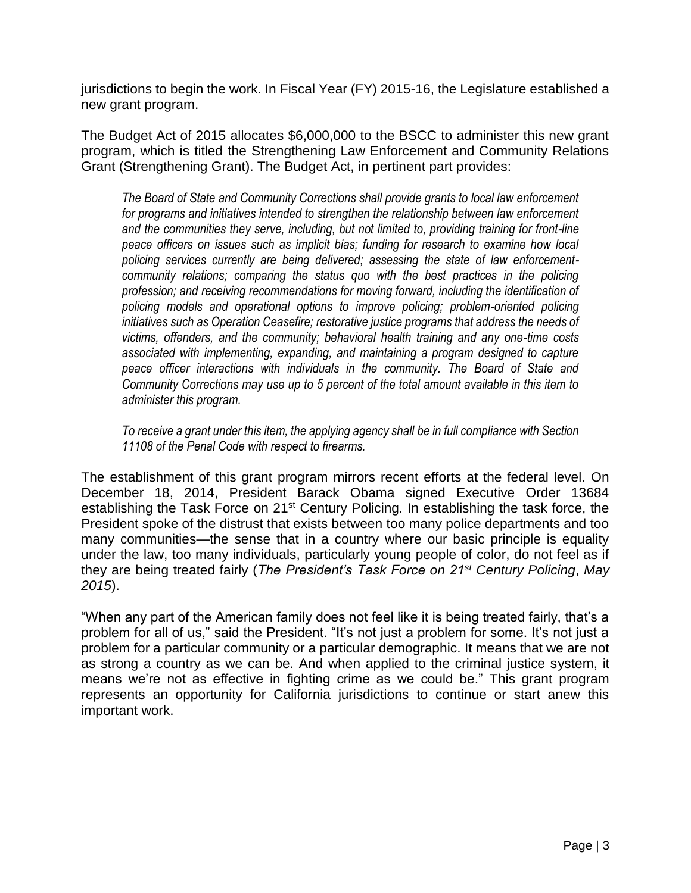jurisdictions to begin the work. In Fiscal Year (FY) 2015-16, the Legislature established a new grant program.

The Budget Act of 2015 allocates $6,000,000 to the BSCC to administer this new grant program, which is titled the Strengthening Law Enforcement and Community Relations Grant (Strengthening Grant). The Budget Act, in pertinent part provides:

> *The Board of State and Community Corrections shall provide grants to local law enforcement for programs and initiatives intended to strengthen the relationship between law enforcement and the communities they serve, including, but not limited to, providing training for front-line peace officers on issues such as implicit bias; funding for research to examine how local policing services currently are being delivered; assessing the state of law enforcement-community relations; comparing the status quo with the best practices in the policing profession; and receiving recommendations for moving forward, including the identification of policing models and operational options to improve policing; problem-oriented policing initiatives such as Operation Ceasefire; restorative justice programs that address the needs of victims, offenders, and the community; behavioral health training and any one-time costs associated with implementing, expanding, and maintaining a program designed to capture peace officer interactions with individuals in the community. The Board of State and Community Corrections may use up to 5 percent of the total amount available in this item to administer this program.*
>
> *To receive a grant under this item, the applying agency shall be in full compliance with Section 11108 of the Penal Code with respect to firearms.*

The establishment of this grant program mirrors recent efforts at the federal level. On December 18, 2014, President Barack Obama signed Executive Order 13684 establishing the Task Force on 21st Century Policing. In establishing the task force, the President spoke of the distrust that exists between too many police departments and too many communities—the sense that in a country where our basic principle is equality under the law, too many individuals, particularly young people of color, do not feel as if they are being treated fairly (*The President's Task Force on 21st Century Policing*, *May 2015*).

"When any part of the American family does not feel like it is being treated fairly, that's a problem for all of us," said the President. "It's not just a problem for some. It's not just a problem for a particular community or a particular demographic. It means that we are not as strong a country as we can be. And when applied to the criminal justice system, it means we're not as effective in fighting crime as we could be." This grant program represents an opportunity for California jurisdictions to continue or start anew this important work.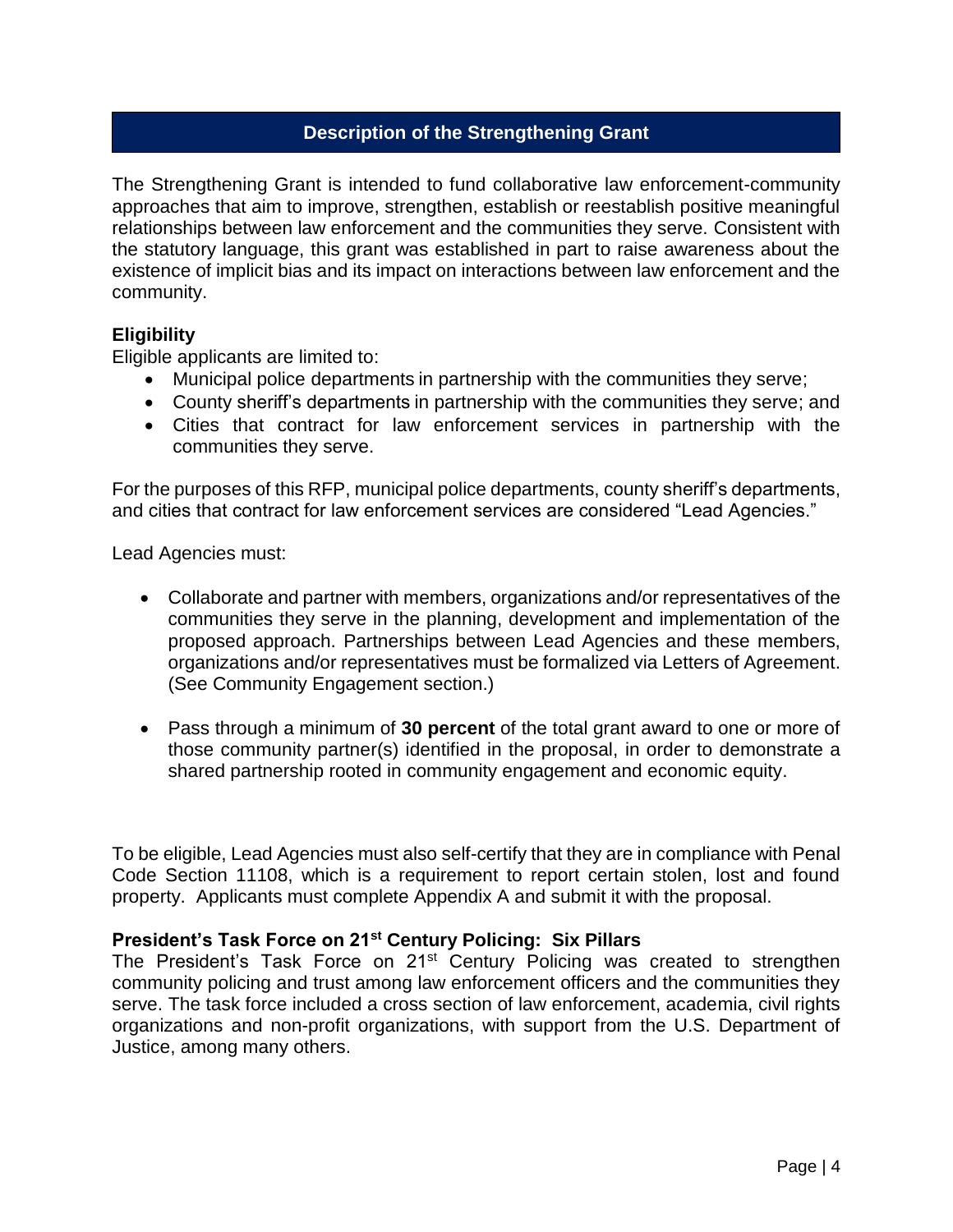## Description of the Strengthening Grant

The Strengthening Grant is intended to fund collaborative law enforcement-community approaches that aim to improve, strengthen, establish or reestablish positive meaningful relationships between law enforcement and the communities they serve. Consistent with the statutory language, this grant was established in part to raise awareness about the existence of implicit bias and its impact on interactions between law enforcement and the community.

### Eligibility

Eligible applicants are limited to:

- Municipal police departments in partnership with the communities they serve;
- County sheriff's departments in partnership with the communities they serve; and
- Cities that contract for law enforcement services in partnership with the communities they serve.

For the purposes of this RFP, municipal police departments, county sheriff's departments, and cities that contract for law enforcement services are considered "Lead Agencies."

Lead Agencies must:

- Collaborate and partner with members, organizations and/or representatives of the communities they serve in the planning, development and implementation of the proposed approach. Partnerships between Lead Agencies and these members, organizations and/or representatives must be formalized via Letters of Agreement. (See Community Engagement section.)
- Pass through a minimum of **30 percent** of the total grant award to one or more of those community partner(s) identified in the proposal, in order to demonstrate a shared partnership rooted in community engagement and economic equity.

To be eligible, Lead Agencies must also self-certify that they are in compliance with Penal Code Section 11108, which is a requirement to report certain stolen, lost and found property. Applicants must complete Appendix A and submit it with the proposal.

### President's Task Force on 21st Century Policing: Six Pillars

The President's Task Force on 21st Century Policing was created to strengthen community policing and trust among law enforcement officers and the communities they serve. The task force included a cross section of law enforcement, academia, civil rights organizations and non-profit organizations, with support from the U.S. Department of Justice, among many others.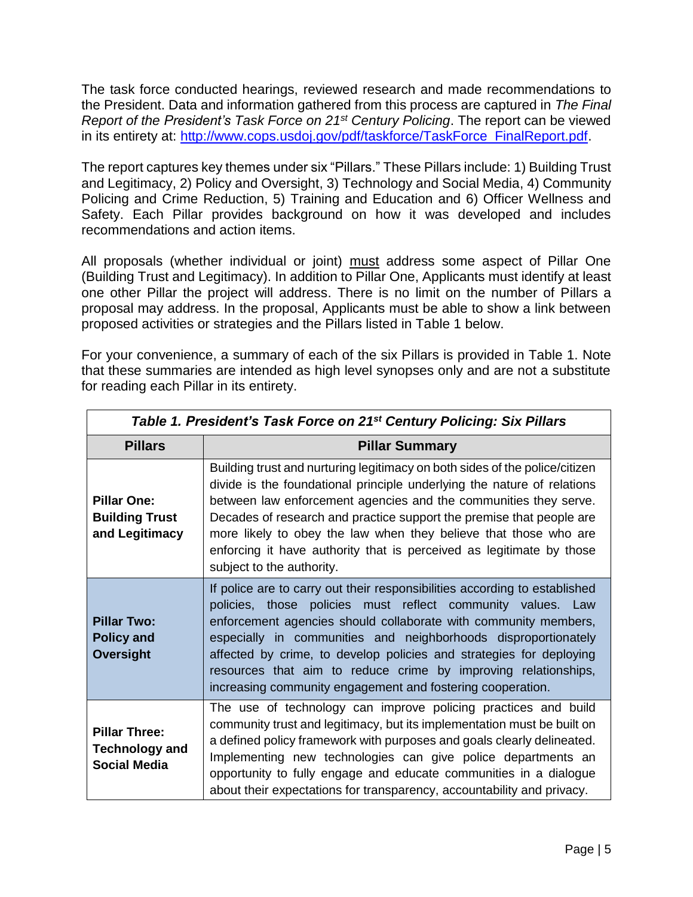The task force conducted hearings, reviewed research and made recommendations to the President. Data and information gathered from this process are captured in *The Final Report of the President's Task Force on 21st Century Policing*. The report can be viewed in its entirety at: [http://www.cops.usdoj.gov/pdf/taskforce/TaskForce_FinalReport.pdf](http://www.cops.usdoj.gov/pdf/taskforce/TaskForce_FinalReport.pdf).

The report captures key themes under six "Pillars." These Pillars include: 1) Building Trust and Legitimacy, 2) Policy and Oversight, 3) Technology and Social Media, 4) Community Policing and Crime Reduction, 5) Training and Education and 6) Officer Wellness and Safety. Each Pillar provides background on how it was developed and includes recommendations and action items.

All proposals (whether individual or joint) <u>must</u> address some aspect of Pillar One (Building Trust and Legitimacy). In addition to Pillar One, Applicants must identify at least one other Pillar the project will address. There is no limit on the number of Pillars a proposal may address. In the proposal, Applicants must be able to show a link between proposed activities or strategies and the Pillars listed in Table 1 below.

For your convenience, a summary of each of the six Pillars is provided in Table 1. Note that these summaries are intended as high level synopses only and are not a substitute for reading each Pillar in its entirety.

***Table 1. President's Task Force on 21st Century Policing: Six Pillars***

| Pillars | Pillar Summary |
|---|---|
| **Pillar One: Building Trust and Legitimacy** | Building trust and nurturing legitimacy on both sides of the police/citizen divide is the foundational principle underlying the nature of relations between law enforcement agencies and the communities they serve. Decades of research and practice support the premise that people are more likely to obey the law when they believe that those who are enforcing it have authority that is perceived as legitimate by those subject to the authority. |
| **Pillar Two: Policy and Oversight** | If police are to carry out their responsibilities according to established policies, those policies must reflect community values. Law enforcement agencies should collaborate with community members, especially in communities and neighborhoods disproportionately affected by crime, to develop policies and strategies for deploying resources that aim to reduce crime by improving relationships, increasing community engagement and fostering cooperation. |
| **Pillar Three: Technology and Social Media** | The use of technology can improve policing practices and build community trust and legitimacy, but its implementation must be built on a defined policy framework with purposes and goals clearly delineated. Implementing new technologies can give police departments an opportunity to fully engage and educate communities in a dialogue about their expectations for transparency, accountability and privacy. |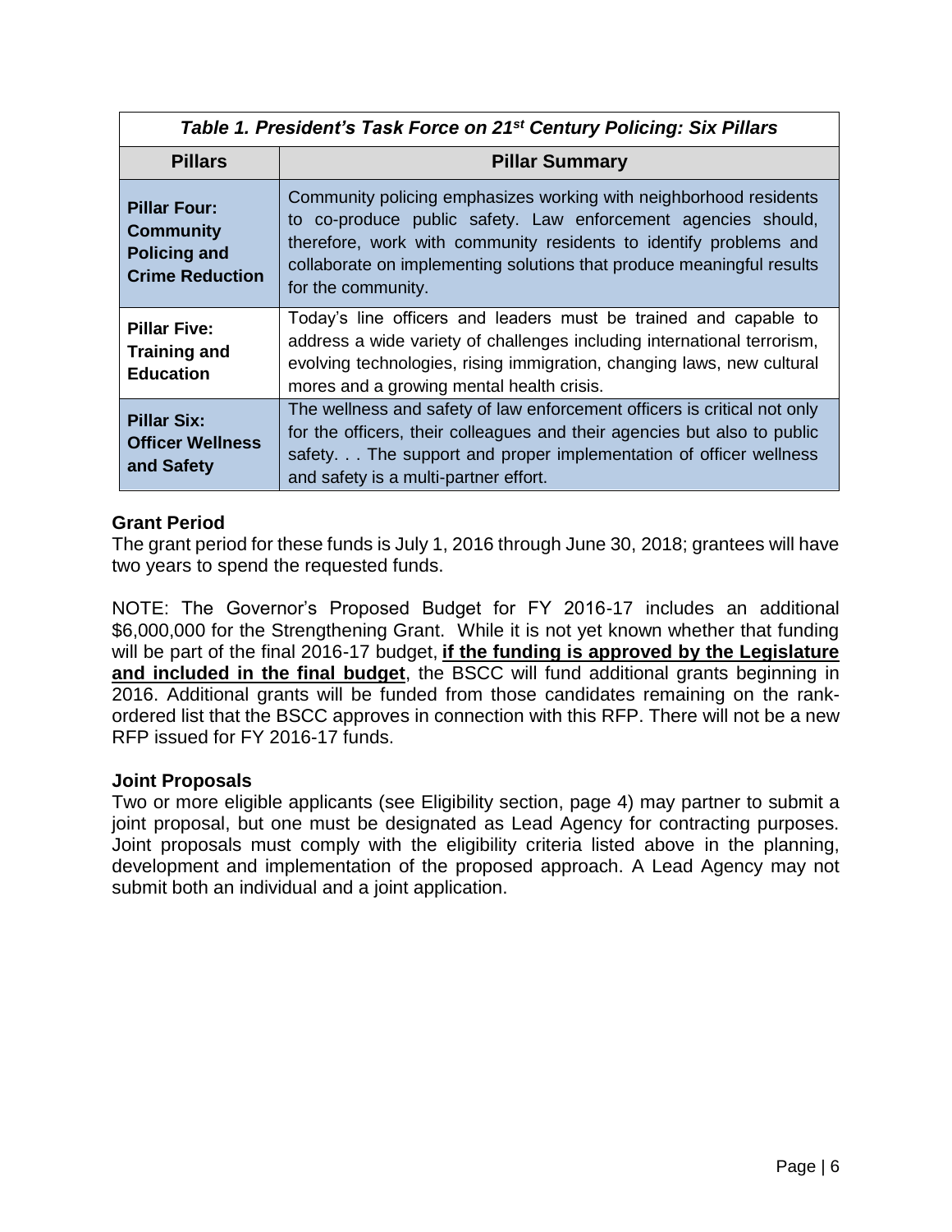| *Table 1. President's Task Force on 21st Century Policing: Six Pillars* | |
|---|---|
| **Pillars** | **Pillar Summary** |
| **Pillar Four: Community Policing and Crime Reduction** | Community policing emphasizes working with neighborhood residents to co-produce public safety. Law enforcement agencies should, therefore, work with community residents to identify problems and collaborate on implementing solutions that produce meaningful results for the community. |
| **Pillar Five: Training and Education** | Today's line officers and leaders must be trained and capable to address a wide variety of challenges including international terrorism, evolving technologies, rising immigration, changing laws, new cultural mores and a growing mental health crisis. |
| **Pillar Six: Officer Wellness and Safety** | The wellness and safety of law enforcement officers is critical not only for the officers, their colleagues and their agencies but also to public safety. . . The support and proper implementation of officer wellness and safety is a multi-partner effort. |

### Grant Period

The grant period for these funds is July 1, 2016 through June 30, 2018; grantees will have two years to spend the requested funds.

NOTE: The Governor's Proposed Budget for FY 2016-17 includes an additional $6,000,000 for the Strengthening Grant. While it is not yet known whether that funding will be part of the final 2016-17 budget, **<u>if the funding is approved by the Legislature and included in the final budget</u>**, the BSCC will fund additional grants beginning in 2016. Additional grants will be funded from those candidates remaining on the rank-ordered list that the BSCC approves in connection with this RFP. There will not be a new RFP issued for FY 2016-17 funds.

### Joint Proposals

Two or more eligible applicants (see Eligibility section, page 4) may partner to submit a joint proposal, but one must be designated as Lead Agency for contracting purposes. Joint proposals must comply with the eligibility criteria listed above in the planning, development and implementation of the proposed approach. A Lead Agency may not submit both an individual and a joint application.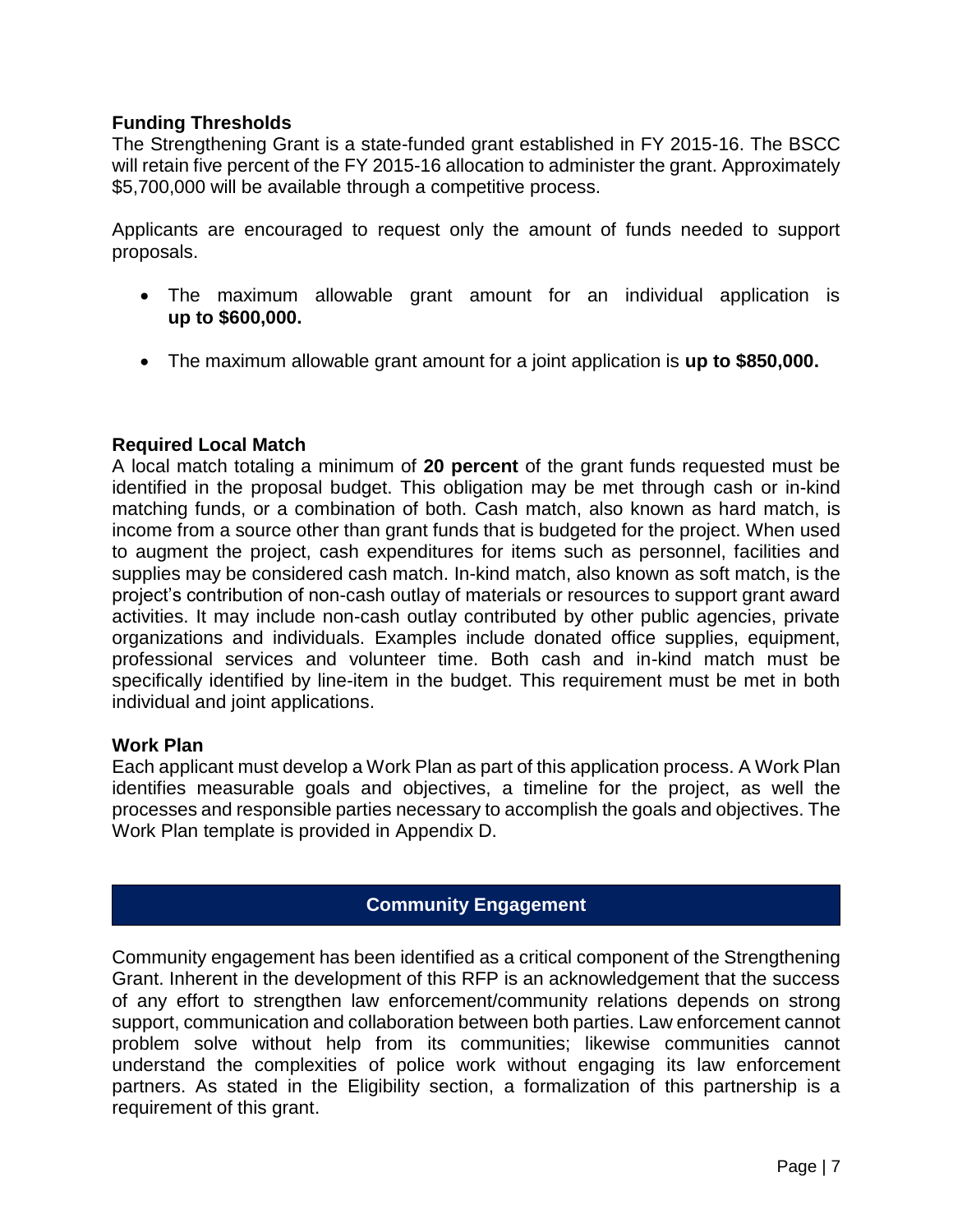### Funding Thresholds

The Strengthening Grant is a state-funded grant established in FY 2015-16. The BSCC will retain five percent of the FY 2015-16 allocation to administer the grant. Approximately $5,700,000 will be available through a competitive process.

Applicants are encouraged to request only the amount of funds needed to support proposals.

- The maximum allowable grant amount for an individual application is **up to $600,000.**
- The maximum allowable grant amount for a joint application is **up to $850,000.**

### Required Local Match

A local match totaling a minimum of **20 percent** of the grant funds requested must be identified in the proposal budget. This obligation may be met through cash or in-kind matching funds, or a combination of both. Cash match, also known as hard match, is income from a source other than grant funds that is budgeted for the project. When used to augment the project, cash expenditures for items such as personnel, facilities and supplies may be considered cash match. In-kind match, also known as soft match, is the project's contribution of non-cash outlay of materials or resources to support grant award activities. It may include non-cash outlay contributed by other public agencies, private organizations and individuals. Examples include donated office supplies, equipment, professional services and volunteer time. Both cash and in-kind match must be specifically identified by line-item in the budget. This requirement must be met in both individual and joint applications.

### Work Plan

Each applicant must develop a Work Plan as part of this application process. A Work Plan identifies measurable goals and objectives, a timeline for the project, as well the processes and responsible parties necessary to accomplish the goals and objectives. The Work Plan template is provided in Appendix D.

## Community Engagement

Community engagement has been identified as a critical component of the Strengthening Grant. Inherent in the development of this RFP is an acknowledgement that the success of any effort to strengthen law enforcement/community relations depends on strong support, communication and collaboration between both parties. Law enforcement cannot problem solve without help from its communities; likewise communities cannot understand the complexities of police work without engaging its law enforcement partners. As stated in the Eligibility section, a formalization of this partnership is a requirement of this grant.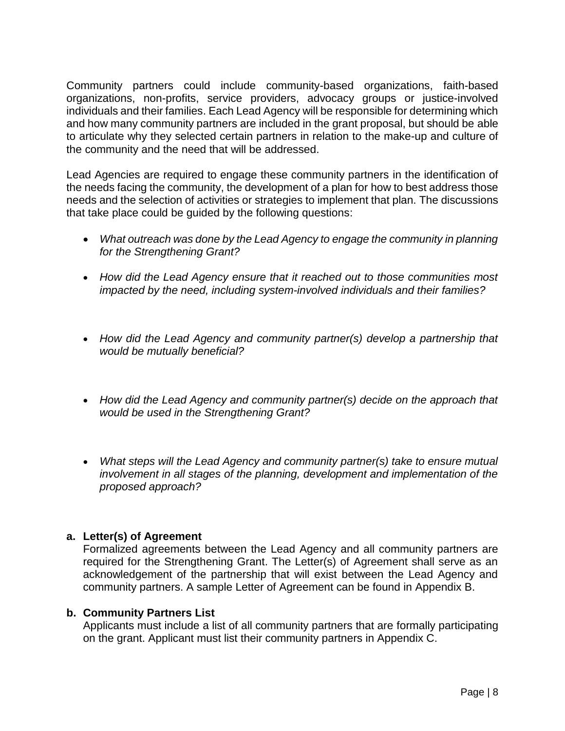Community partners could include community-based organizations, faith-based organizations, non-profits, service providers, advocacy groups or justice-involved individuals and their families. Each Lead Agency will be responsible for determining which and how many community partners are included in the grant proposal, but should be able to articulate why they selected certain partners in relation to the make-up and culture of the community and the need that will be addressed.

Lead Agencies are required to engage these community partners in the identification of the needs facing the community, the development of a plan for how to best address those needs and the selection of activities or strategies to implement that plan. The discussions that take place could be guided by the following questions:

- *What outreach was done by the Lead Agency to engage the community in planning for the Strengthening Grant?*
- *How did the Lead Agency ensure that it reached out to those communities most impacted by the need, including system-involved individuals and their families?*
- *How did the Lead Agency and community partner(s) develop a partnership that would be mutually beneficial?*
- *How did the Lead Agency and community partner(s) decide on the approach that would be used in the Strengthening Grant?*
- *What steps will the Lead Agency and community partner(s) take to ensure mutual involvement in all stages of the planning, development and implementation of the proposed approach?*

**a. Letter(s) of Agreement**

Formalized agreements between the Lead Agency and all community partners are required for the Strengthening Grant. The Letter(s) of Agreement shall serve as an acknowledgement of the partnership that will exist between the Lead Agency and community partners. A sample Letter of Agreement can be found in Appendix B.

**b. Community Partners List**

Applicants must include a list of all community partners that are formally participating on the grant. Applicant must list their community partners in Appendix C.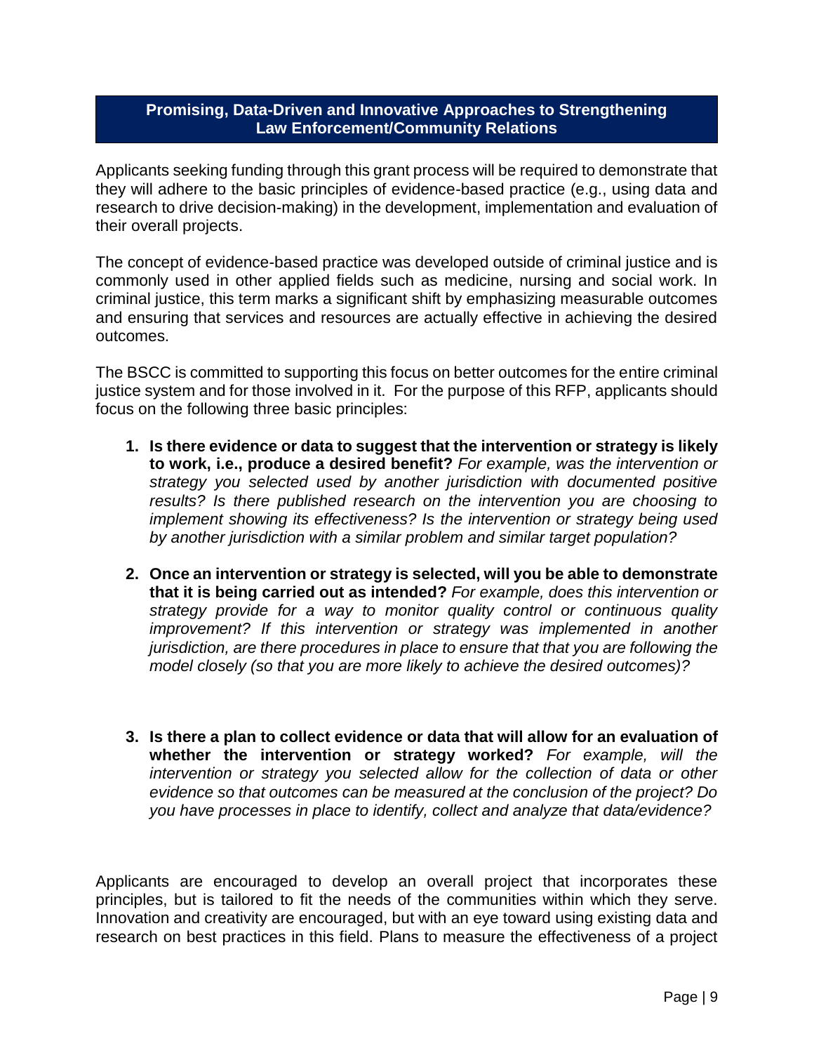## Promising, Data-Driven and Innovative Approaches to Strengthening Law Enforcement/Community Relations

Applicants seeking funding through this grant process will be required to demonstrate that they will adhere to the basic principles of evidence-based practice (e.g., using data and research to drive decision-making) in the development, implementation and evaluation of their overall projects.

The concept of evidence-based practice was developed outside of criminal justice and is commonly used in other applied fields such as medicine, nursing and social work. In criminal justice, this term marks a significant shift by emphasizing measurable outcomes and ensuring that services and resources are actually effective in achieving the desired outcomes.

The BSCC is committed to supporting this focus on better outcomes for the entire criminal justice system and for those involved in it. For the purpose of this RFP, applicants should focus on the following three basic principles:

1. **Is there evidence or data to suggest that the intervention or strategy is likely to work, i.e., produce a desired benefit?** *For example, was the intervention or strategy you selected used by another jurisdiction with documented positive results? Is there published research on the intervention you are choosing to implement showing its effectiveness? Is the intervention or strategy being used by another jurisdiction with a similar problem and similar target population?*

2. **Once an intervention or strategy is selected, will you be able to demonstrate that it is being carried out as intended?** *For example, does this intervention or strategy provide for a way to monitor quality control or continuous quality improvement? If this intervention or strategy was implemented in another jurisdiction, are there procedures in place to ensure that that you are following the model closely (so that you are more likely to achieve the desired outcomes)?*

3. **Is there a plan to collect evidence or data that will allow for an evaluation of whether the intervention or strategy worked?** *For example, will the intervention or strategy you selected allow for the collection of data or other evidence so that outcomes can be measured at the conclusion of the project? Do you have processes in place to identify, collect and analyze that data/evidence?*

Applicants are encouraged to develop an overall project that incorporates these principles, but is tailored to fit the needs of the communities within which they serve. Innovation and creativity are encouraged, but with an eye toward using existing data and research on best practices in this field. Plans to measure the effectiveness of a project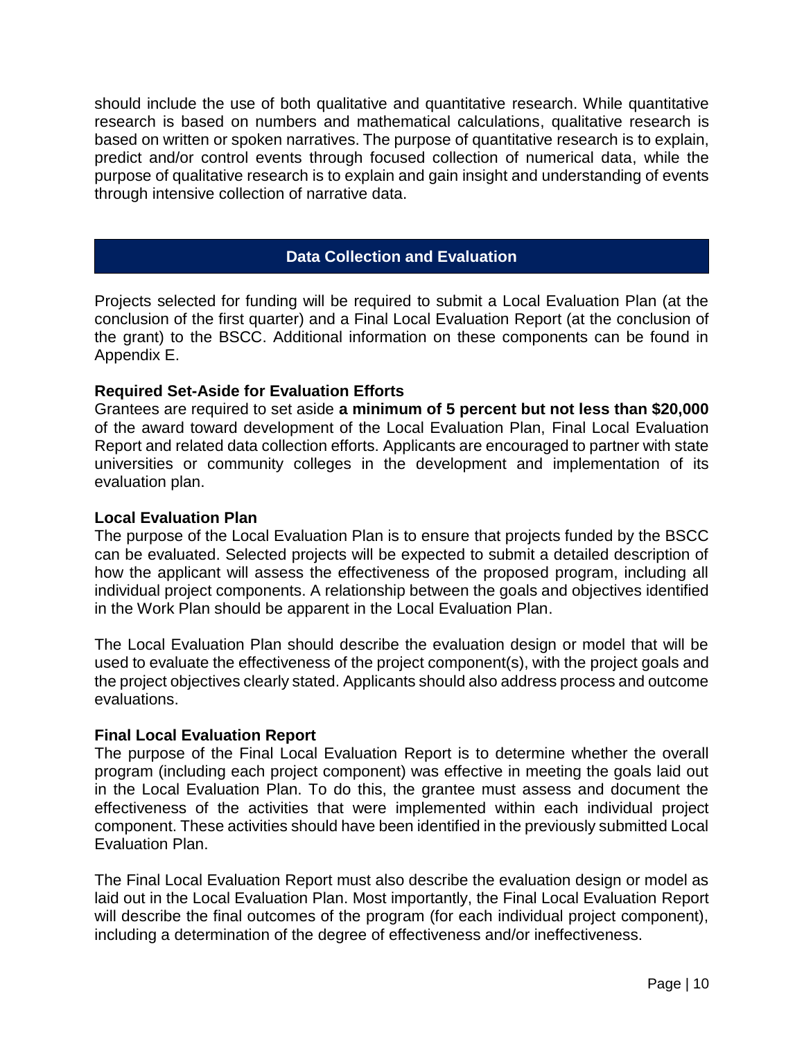should include the use of both qualitative and quantitative research. While quantitative research is based on numbers and mathematical calculations, qualitative research is based on written or spoken narratives. The purpose of quantitative research is to explain, predict and/or control events through focused collection of numerical data, while the purpose of qualitative research is to explain and gain insight and understanding of events through intensive collection of narrative data.

## Data Collection and Evaluation

Projects selected for funding will be required to submit a Local Evaluation Plan (at the conclusion of the first quarter) and a Final Local Evaluation Report (at the conclusion of the grant) to the BSCC. Additional information on these components can be found in Appendix E.

### Required Set-Aside for Evaluation Efforts

Grantees are required to set aside **a minimum of 5 percent but not less than $20,000** of the award toward development of the Local Evaluation Plan, Final Local Evaluation Report and related data collection efforts. Applicants are encouraged to partner with state universities or community colleges in the development and implementation of its evaluation plan.

### Local Evaluation Plan

The purpose of the Local Evaluation Plan is to ensure that projects funded by the BSCC can be evaluated. Selected projects will be expected to submit a detailed description of how the applicant will assess the effectiveness of the proposed program, including all individual project components. A relationship between the goals and objectives identified in the Work Plan should be apparent in the Local Evaluation Plan.

The Local Evaluation Plan should describe the evaluation design or model that will be used to evaluate the effectiveness of the project component(s), with the project goals and the project objectives clearly stated. Applicants should also address process and outcome evaluations.

### Final Local Evaluation Report

The purpose of the Final Local Evaluation Report is to determine whether the overall program (including each project component) was effective in meeting the goals laid out in the Local Evaluation Plan. To do this, the grantee must assess and document the effectiveness of the activities that were implemented within each individual project component. These activities should have been identified in the previously submitted Local Evaluation Plan.

The Final Local Evaluation Report must also describe the evaluation design or model as laid out in the Local Evaluation Plan. Most importantly, the Final Local Evaluation Report will describe the final outcomes of the program (for each individual project component), including a determination of the degree of effectiveness and/or ineffectiveness.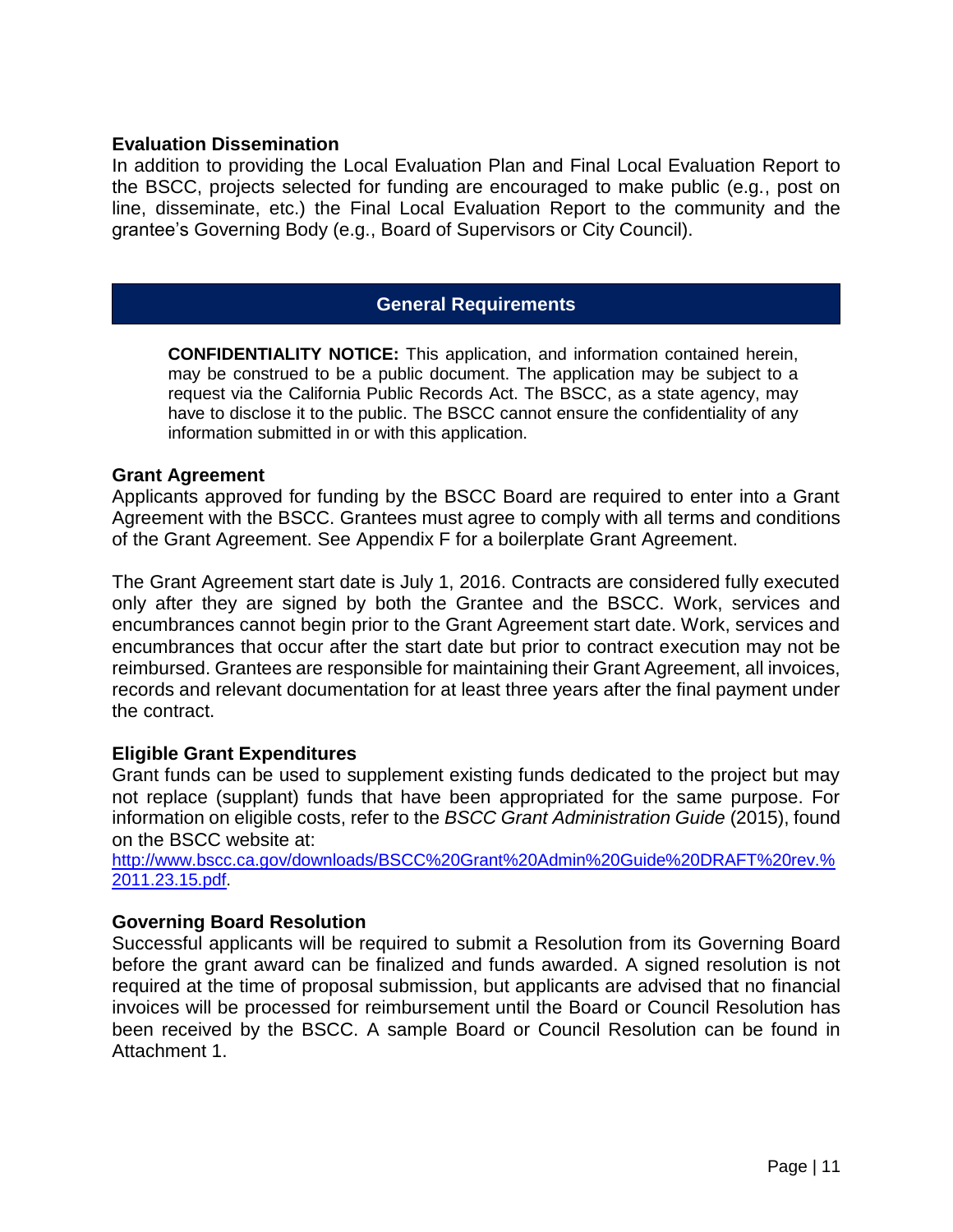### Evaluation Dissemination

In addition to providing the Local Evaluation Plan and Final Local Evaluation Report to the BSCC, projects selected for funding are encouraged to make public (e.g., post on line, disseminate, etc.) the Final Local Evaluation Report to the community and the grantee's Governing Body (e.g., Board of Supervisors or City Council).

## General Requirements

> **CONFIDENTIALITY NOTICE:** This application, and information contained herein, may be construed to be a public document. The application may be subject to a request via the California Public Records Act. The BSCC, as a state agency, may have to disclose it to the public. The BSCC cannot ensure the confidentiality of any information submitted in or with this application.

### Grant Agreement

Applicants approved for funding by the BSCC Board are required to enter into a Grant Agreement with the BSCC. Grantees must agree to comply with all terms and conditions of the Grant Agreement. See Appendix F for a boilerplate Grant Agreement.

The Grant Agreement start date is July 1, 2016. Contracts are considered fully executed only after they are signed by both the Grantee and the BSCC. Work, services and encumbrances cannot begin prior to the Grant Agreement start date. Work, services and encumbrances that occur after the start date but prior to contract execution may not be reimbursed. Grantees are responsible for maintaining their Grant Agreement, all invoices, records and relevant documentation for at least three years after the final payment under the contract.

### Eligible Grant Expenditures

Grant funds can be used to supplement existing funds dedicated to the project but may not replace (supplant) funds that have been appropriated for the same purpose. For information on eligible costs, refer to the *BSCC Grant Administration Guide* (2015), found on the BSCC website at:
[http://www.bscc.ca.gov/downloads/BSCC%20Grant%20Admin%20Guide%20DRAFT%20rev.%2011.23.15.pdf](http://www.bscc.ca.gov/downloads/BSCC%20Grant%20Admin%20Guide%20DRAFT%20rev.%2011.23.15.pdf).

### Governing Board Resolution

Successful applicants will be required to submit a Resolution from its Governing Board before the grant award can be finalized and funds awarded. A signed resolution is not required at the time of proposal submission, but applicants are advised that no financial invoices will be processed for reimbursement until the Board or Council Resolution has been received by the BSCC. A sample Board or Council Resolution can be found in Attachment 1.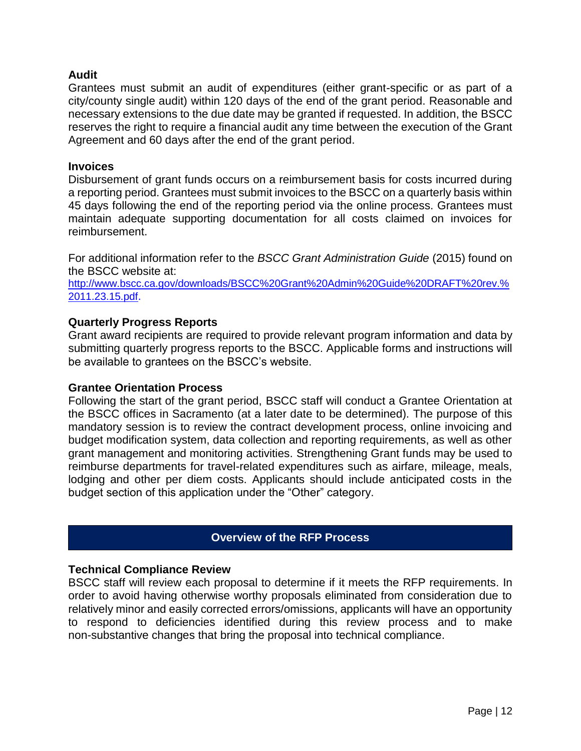### Audit

Grantees must submit an audit of expenditures (either grant-specific or as part of a city/county single audit) within 120 days of the end of the grant period. Reasonable and necessary extensions to the due date may be granted if requested. In addition, the BSCC reserves the right to require a financial audit any time between the execution of the Grant Agreement and 60 days after the end of the grant period.

### Invoices

Disbursement of grant funds occurs on a reimbursement basis for costs incurred during a reporting period. Grantees must submit invoices to the BSCC on a quarterly basis within 45 days following the end of the reporting period via the online process. Grantees must maintain adequate supporting documentation for all costs claimed on invoices for reimbursement.

For additional information refer to the *BSCC Grant Administration Guide* (2015) found on the BSCC website at: [http://www.bscc.ca.gov/downloads/BSCC%20Grant%20Admin%20Guide%20DRAFT%20rev.%2011.23.15.pdf](http://www.bscc.ca.gov/downloads/BSCC%20Grant%20Admin%20Guide%20DRAFT%20rev.%2011.23.15.pdf).

### Quarterly Progress Reports

Grant award recipients are required to provide relevant program information and data by submitting quarterly progress reports to the BSCC. Applicable forms and instructions will be available to grantees on the BSCC's website.

### Grantee Orientation Process

Following the start of the grant period, BSCC staff will conduct a Grantee Orientation at the BSCC offices in Sacramento (at a later date to be determined). The purpose of this mandatory session is to review the contract development process, online invoicing and budget modification system, data collection and reporting requirements, as well as other grant management and monitoring activities. Strengthening Grant funds may be used to reimburse departments for travel-related expenditures such as airfare, mileage, meals, lodging and other per diem costs. Applicants should include anticipated costs in the budget section of this application under the "Other" category.

## Overview of the RFP Process

### Technical Compliance Review

BSCC staff will review each proposal to determine if it meets the RFP requirements. In order to avoid having otherwise worthy proposals eliminated from consideration due to relatively minor and easily corrected errors/omissions, applicants will have an opportunity to respond to deficiencies identified during this review process and to make non-substantive changes that bring the proposal into technical compliance.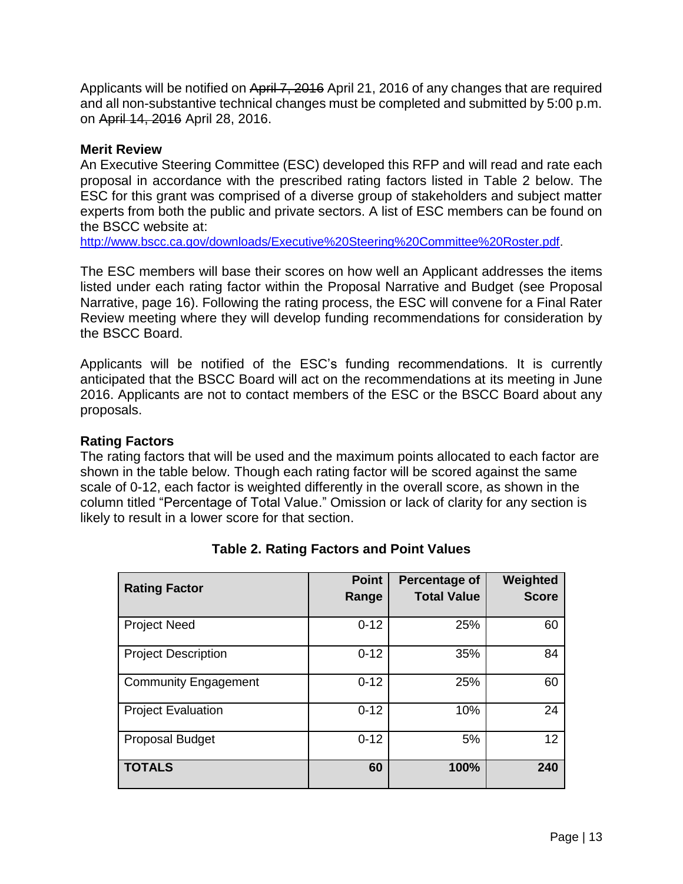Applicants will be notified on ~~April 7, 2016~~ April 21, 2016 of any changes that are required and all non-substantive technical changes must be completed and submitted by 5:00 p.m. on ~~April 14, 2016~~ April 28, 2016.

**Merit Review**

An Executive Steering Committee (ESC) developed this RFP and will read and rate each proposal in accordance with the prescribed rating factors listed in Table 2 below. The ESC for this grant was comprised of a diverse group of stakeholders and subject matter experts from both the public and private sectors. A list of ESC members can be found on the BSCC website at: [http://www.bscc.ca.gov/downloads/Executive%20Steering%20Committee%20Roster.pdf](http://www.bscc.ca.gov/downloads/Executive%20Steering%20Committee%20Roster.pdf).

The ESC members will base their scores on how well an Applicant addresses the items listed under each rating factor within the Proposal Narrative and Budget (see Proposal Narrative, page 16). Following the rating process, the ESC will convene for a Final Rater Review meeting where they will develop funding recommendations for consideration by the BSCC Board.

Applicants will be notified of the ESC's funding recommendations. It is currently anticipated that the BSCC Board will act on the recommendations at its meeting in June 2016. Applicants are not to contact members of the ESC or the BSCC Board about any proposals.

**Rating Factors**

The rating factors that will be used and the maximum points allocated to each factor are shown in the table below. Though each rating factor will be scored against the same scale of 0-12, each factor is weighted differently in the overall score, as shown in the column titled "Percentage of Total Value." Omission or lack of clarity for any section is likely to result in a lower score for that section.

**Table 2. Rating Factors and Point Values**

| Rating Factor | Point Range | Percentage of Total Value | Weighted Score |
|---|---|---|---|
| Project Need | 0-12 | 25% | 60 |
| Project Description | 0-12 | 35% | 84 |
| Community Engagement | 0-12 | 25% | 60 |
| Project Evaluation | 0-12 | 10% | 24 |
| Proposal Budget | 0-12 | 5% | 12 |
| **TOTALS** | **60** | **100%** | **240** |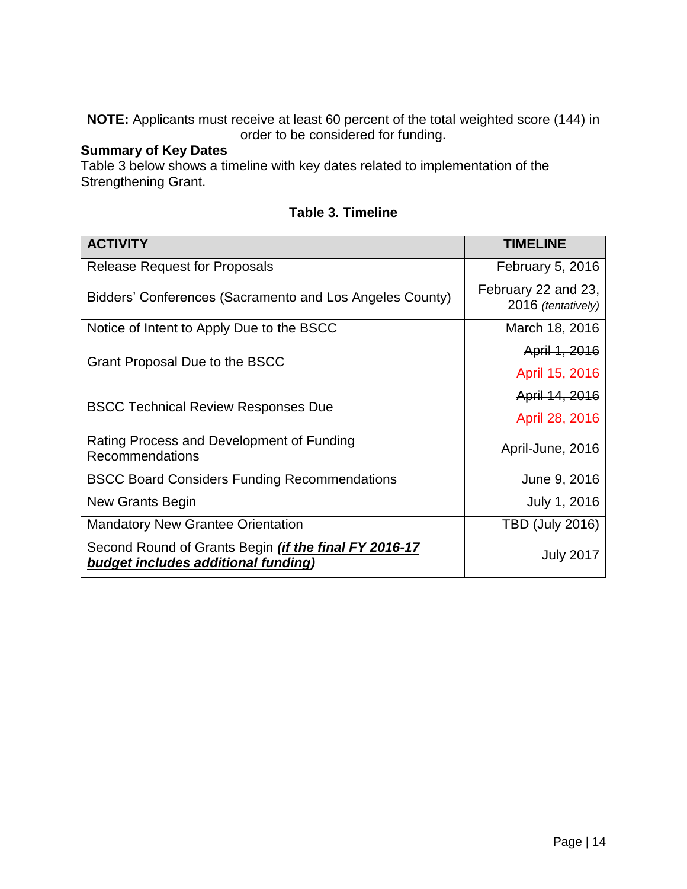**NOTE:** Applicants must receive at least 60 percent of the total weighted score (144) in order to be considered for funding.

**Summary of Key Dates**

Table 3 below shows a timeline with key dates related to implementation of the Strengthening Grant.

**Table 3. Timeline**

| ACTIVITY | TIMELINE |
|---|---|
| Release Request for Proposals | February 5, 2016 |
| Bidders' Conferences (Sacramento and Los Angeles County) | February 22 and 23, 2016 *(tentatively)* |
| Notice of Intent to Apply Due to the BSCC | March 18, 2016 |
| Grant Proposal Due to the BSCC | ~~April 1, 2016~~ April 15, 2016 |
| BSCC Technical Review Responses Due | ~~April 14, 2016~~ April 28, 2016 |
| Rating Process and Development of Funding Recommendations | April-June, 2016 |
| BSCC Board Considers Funding Recommendations | June 9, 2016 |
| New Grants Begin | July 1, 2016 |
| Mandatory New Grantee Orientation | TBD (July 2016) |
| Second Round of Grants Begin ***(if the final FY 2016-17 budget includes additional funding)*** | July 2017 |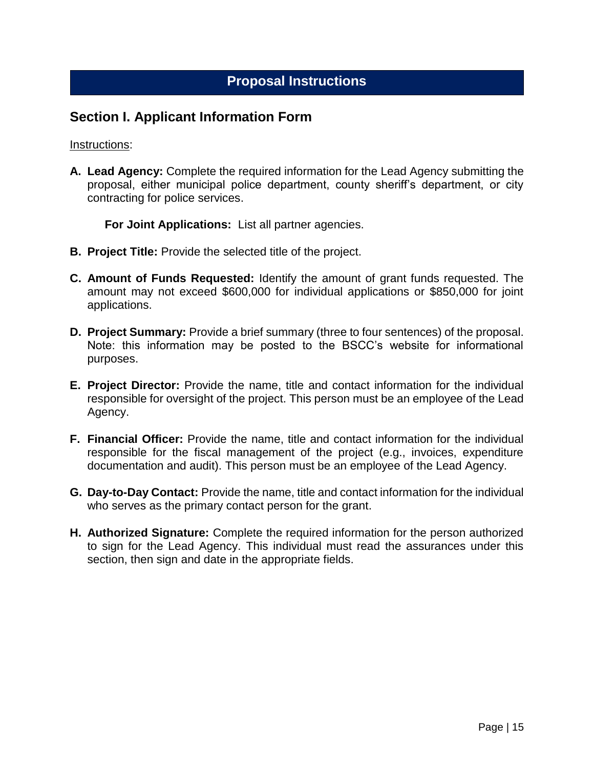# Proposal Instructions

## Section I. Applicant Information Form

Instructions:

**A. Lead Agency:** Complete the required information for the Lead Agency submitting the proposal, either municipal police department, county sheriff's department, or city contracting for police services.

**For Joint Applications:** List all partner agencies.

**B. Project Title:** Provide the selected title of the project.

**C. Amount of Funds Requested:** Identify the amount of grant funds requested. The amount may not exceed $600,000 for individual applications or $850,000 for joint applications.

**D. Project Summary:** Provide a brief summary (three to four sentences) of the proposal. Note: this information may be posted to the BSCC's website for informational purposes.

**E. Project Director:** Provide the name, title and contact information for the individual responsible for oversight of the project. This person must be an employee of the Lead Agency.

**F. Financial Officer:** Provide the name, title and contact information for the individual responsible for the fiscal management of the project (e.g., invoices, expenditure documentation and audit). This person must be an employee of the Lead Agency.

**G. Day-to-Day Contact:** Provide the name, title and contact information for the individual who serves as the primary contact person for the grant.

**H. Authorized Signature:** Complete the required information for the person authorized to sign for the Lead Agency. This individual must read the assurances under this section, then sign and date in the appropriate fields.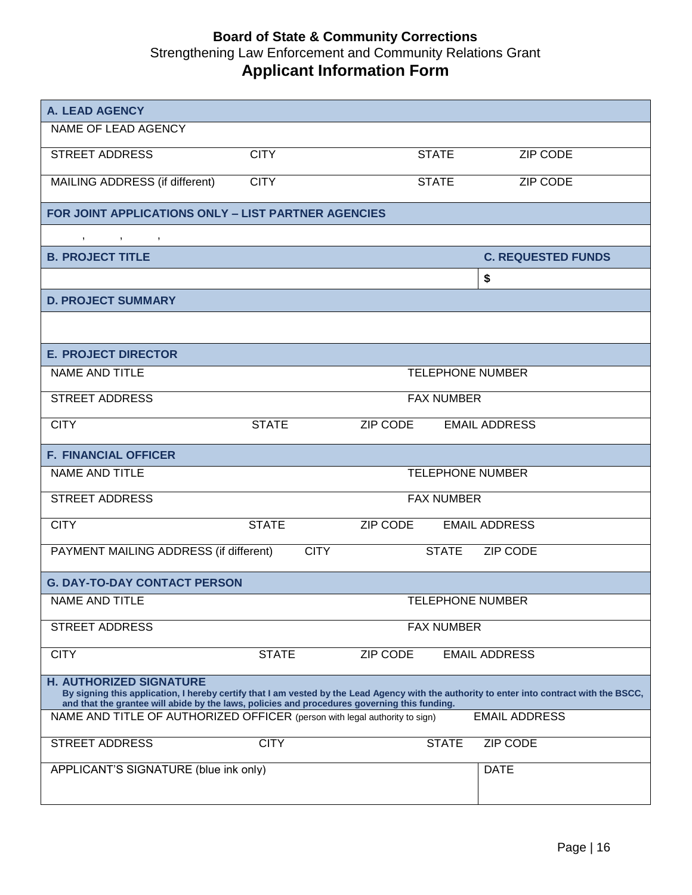**Board of State & Community Corrections**

Strengthening Law Enforcement and Community Relations Grant

# Applicant Information Form

| **A. LEAD AGENCY** | | | |
|---|---|---|---|
| NAME OF LEAD AGENCY | | | |
| STREET ADDRESS | CITY | STATE | ZIP CODE |
| MAILING ADDRESS (if different) | CITY | STATE | ZIP CODE |
| **FOR JOINT APPLICATIONS ONLY – LIST PARTNER AGENCIES** | | | |
| , , , | | | |
| **B. PROJECT TITLE** | | | **C. REQUESTED FUNDS** |
| | | | $ |
| **D. PROJECT SUMMARY** | | | |
| | | | |
| **E. PROJECT DIRECTOR** | | | |
| NAME AND TITLE | | TELEPHONE NUMBER | |
| STREET ADDRESS | | FAX NUMBER | |
| CITY | STATE | ZIP CODE | EMAIL ADDRESS |
| **F. FINANCIAL OFFICER** | | | |
| NAME AND TITLE | | TELEPHONE NUMBER | |
| STREET ADDRESS | | FAX NUMBER | |
| CITY | STATE | ZIP CODE | EMAIL ADDRESS |
| PAYMENT MAILING ADDRESS (if different) | CITY | STATE | ZIP CODE |
| **G. DAY-TO-DAY CONTACT PERSON** | | | |
| NAME AND TITLE | | TELEPHONE NUMBER | |
| STREET ADDRESS | | FAX NUMBER | |
| CITY | STATE | ZIP CODE | EMAIL ADDRESS |
| **H. AUTHORIZED SIGNATURE** By signing this application, I hereby certify that I am vested by the Lead Agency with the authority to enter into contract with the BSCC, and that the grantee will abide by the laws, policies and procedures governing this funding. | | | |
| NAME AND TITLE OF AUTHORIZED OFFICER (person with legal authority to sign) | | | EMAIL ADDRESS |
| STREET ADDRESS | CITY | STATE | ZIP CODE |
| APPLICANT'S SIGNATURE (blue ink only) | | | DATE |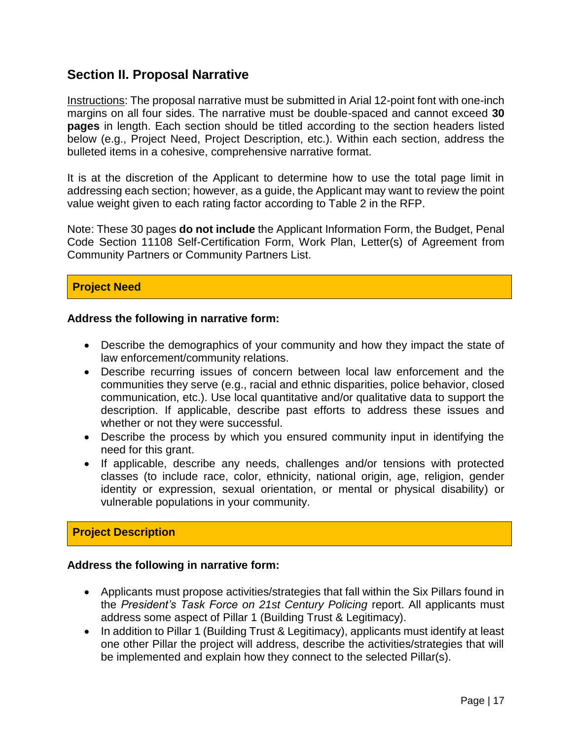## Section II. Proposal Narrative

Instructions: The proposal narrative must be submitted in Arial 12-point font with one-inch margins on all four sides. The narrative must be double-spaced and cannot exceed **30 pages** in length. Each section should be titled according to the section headers listed below (e.g., Project Need, Project Description, etc.). Within each section, address the bulleted items in a cohesive, comprehensive narrative format.

It is at the discretion of the Applicant to determine how to use the total page limit in addressing each section; however, as a guide, the Applicant may want to review the point value weight given to each rating factor according to Table 2 in the RFP.

Note: These 30 pages **do not include** the Applicant Information Form, the Budget, Penal Code Section 11108 Self-Certification Form, Work Plan, Letter(s) of Agreement from Community Partners or Community Partners List.

### Project Need

**Address the following in narrative form:**

- Describe the demographics of your community and how they impact the state of law enforcement/community relations.
- Describe recurring issues of concern between local law enforcement and the communities they serve (e.g., racial and ethnic disparities, police behavior, closed communication, etc.). Use local quantitative and/or qualitative data to support the description. If applicable, describe past efforts to address these issues and whether or not they were successful.
- Describe the process by which you ensured community input in identifying the need for this grant.
- If applicable, describe any needs, challenges and/or tensions with protected classes (to include race, color, ethnicity, national origin, age, religion, gender identity or expression, sexual orientation, or mental or physical disability) or vulnerable populations in your community.

### Project Description

**Address the following in narrative form:**

- Applicants must propose activities/strategies that fall within the Six Pillars found in the *President's Task Force on 21st Century Policing* report. All applicants must address some aspect of Pillar 1 (Building Trust & Legitimacy).
- In addition to Pillar 1 (Building Trust & Legitimacy), applicants must identify at least one other Pillar the project will address, describe the activities/strategies that will be implemented and explain how they connect to the selected Pillar(s).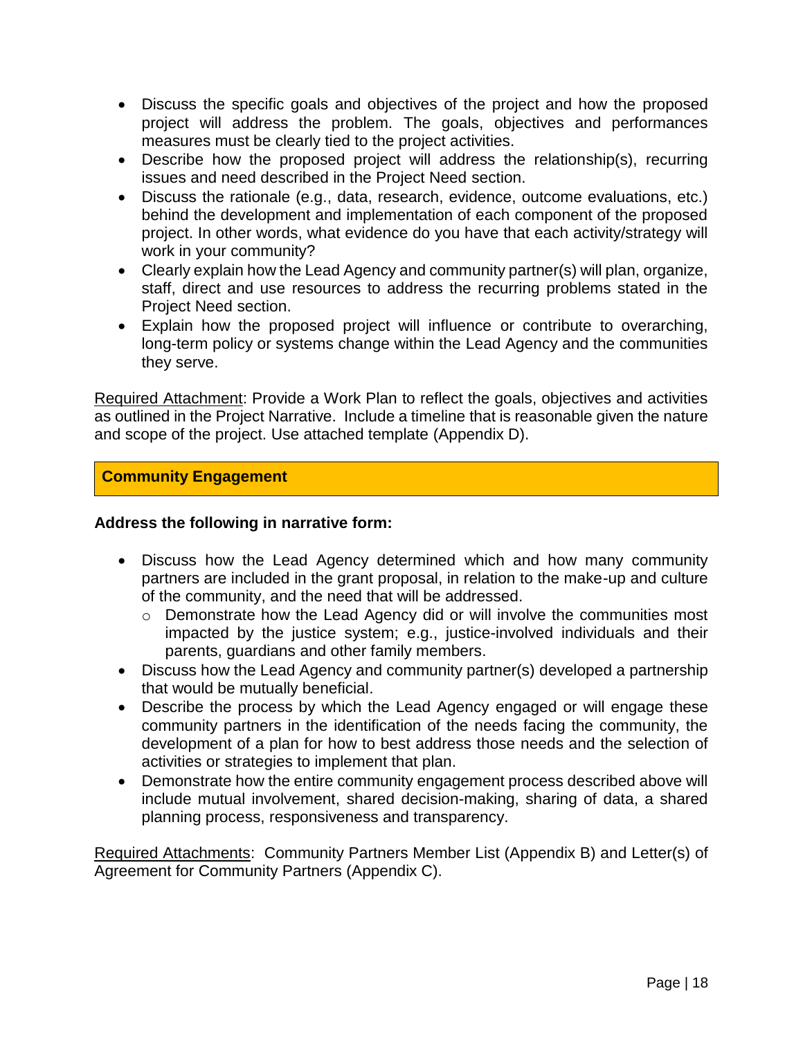- Discuss the specific goals and objectives of the project and how the proposed project will address the problem. The goals, objectives and performances measures must be clearly tied to the project activities.
- Describe how the proposed project will address the relationship(s), recurring issues and need described in the Project Need section.
- Discuss the rationale (e.g., data, research, evidence, outcome evaluations, etc.) behind the development and implementation of each component of the proposed project. In other words, what evidence do you have that each activity/strategy will work in your community?
- Clearly explain how the Lead Agency and community partner(s) will plan, organize, staff, direct and use resources to address the recurring problems stated in the Project Need section.
- Explain how the proposed project will influence or contribute to overarching, long-term policy or systems change within the Lead Agency and the communities they serve.

<u>Required Attachment</u>: Provide a Work Plan to reflect the goals, objectives and activities as outlined in the Project Narrative. Include a timeline that is reasonable given the nature and scope of the project. Use attached template (Appendix D).

## Community Engagement

**Address the following in narrative form:**

- Discuss how the Lead Agency determined which and how many community partners are included in the grant proposal, in relation to the make-up and culture of the community, and the need that will be addressed.
  - Demonstrate how the Lead Agency did or will involve the communities most impacted by the justice system; e.g., justice-involved individuals and their parents, guardians and other family members.
- Discuss how the Lead Agency and community partner(s) developed a partnership that would be mutually beneficial.
- Describe the process by which the Lead Agency engaged or will engage these community partners in the identification of the needs facing the community, the development of a plan for how to best address those needs and the selection of activities or strategies to implement that plan.
- Demonstrate how the entire community engagement process described above will include mutual involvement, shared decision-making, sharing of data, a shared planning process, responsiveness and transparency.

<u>Required Attachments</u>: Community Partners Member List (Appendix B) and Letter(s) of Agreement for Community Partners (Appendix C).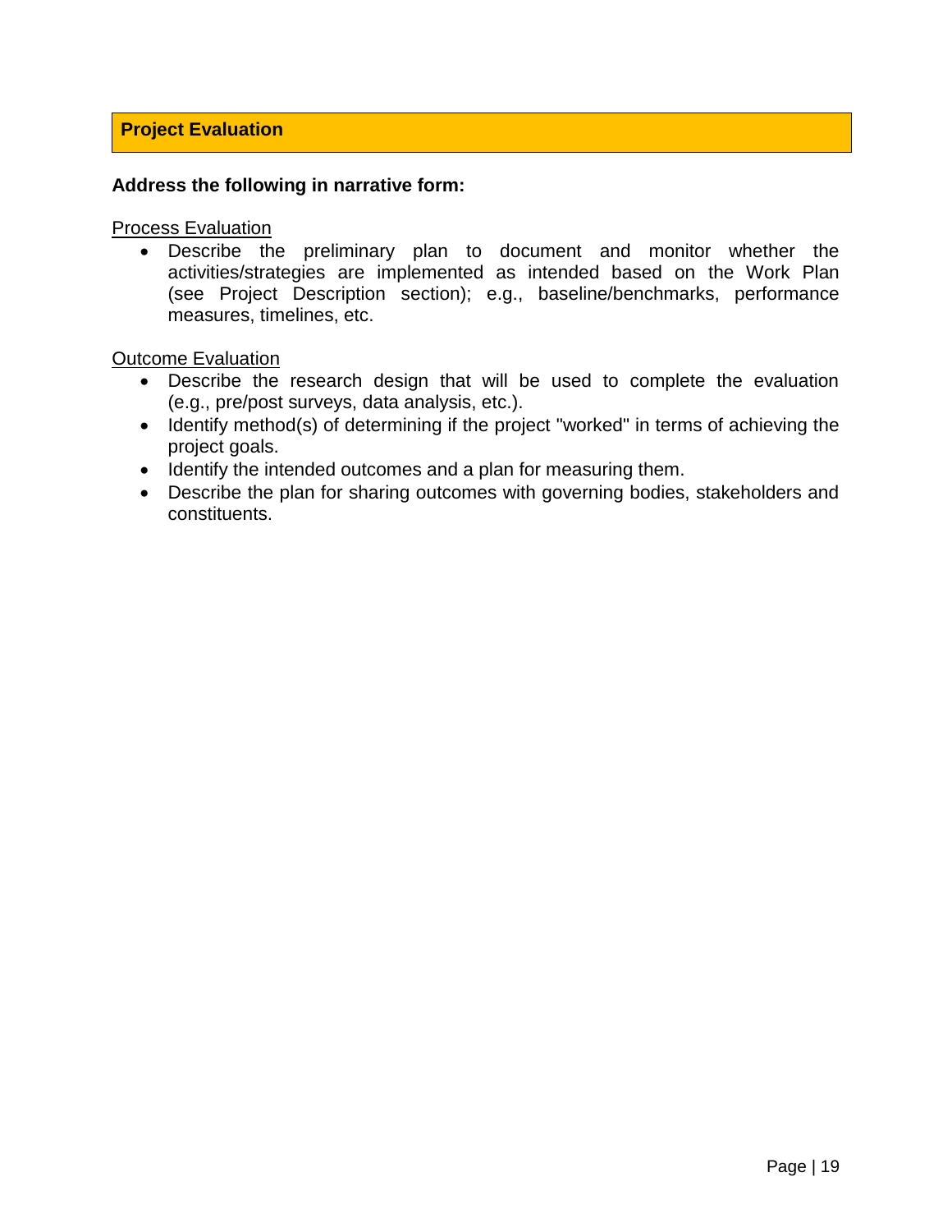## Project Evaluation

**Address the following in narrative form:**

Process Evaluation

- Describe the preliminary plan to document and monitor whether the activities/strategies are implemented as intended based on the Work Plan (see Project Description section); e.g., baseline/benchmarks, performance measures, timelines, etc.

Outcome Evaluation

- Describe the research design that will be used to complete the evaluation (e.g., pre/post surveys, data analysis, etc.).
- Identify method(s) of determining if the project "worked" in terms of achieving the project goals.
- Identify the intended outcomes and a plan for measuring them.
- Describe the plan for sharing outcomes with governing bodies, stakeholders and constituents.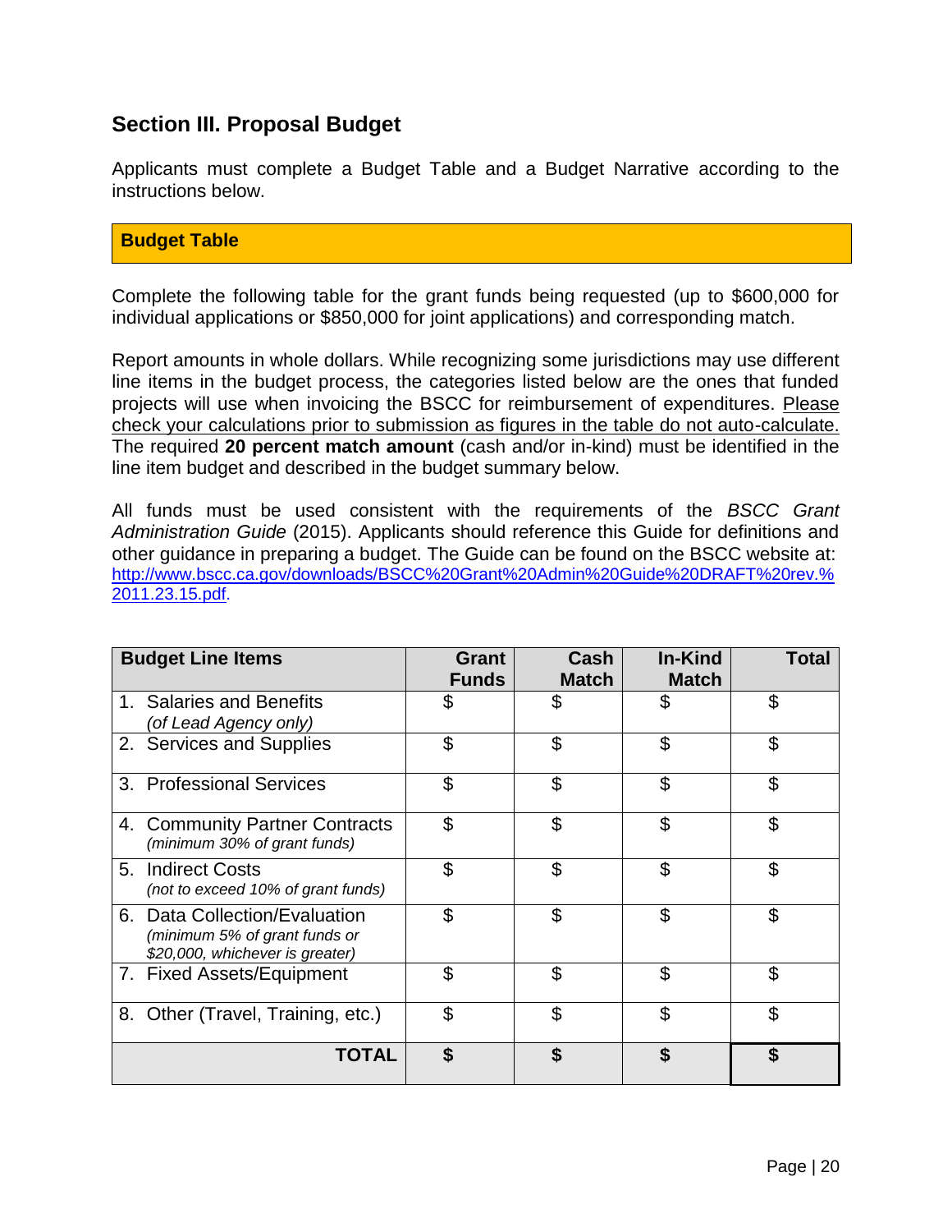## Section III. Proposal Budget

Applicants must complete a Budget Table and a Budget Narrative according to the instructions below.

### Budget Table

Complete the following table for the grant funds being requested (up to $600,000 for individual applications or $850,000 for joint applications) and corresponding match.

Report amounts in whole dollars. While recognizing some jurisdictions may use different line items in the budget process, the categories listed below are the ones that funded projects will use when invoicing the BSCC for reimbursement of expenditures. Please check your calculations prior to submission as figures in the table do not auto-calculate. The required **20 percent match amount** (cash and/or in-kind) must be identified in the line item budget and described in the budget summary below.

All funds must be used consistent with the requirements of the *BSCC Grant Administration Guide* (2015). Applicants should reference this Guide for definitions and other guidance in preparing a budget. The Guide can be found on the BSCC website at: http://www.bscc.ca.gov/downloads/BSCC%20Grant%20Admin%20Guide%20DRAFT%20rev.%2011.23.15.pdf.

| Budget Line Items | Grant Funds | Cash Match | In-Kind Match | Total |
|---|---|---|---|---|
| 1. Salaries and Benefits *(of Lead Agency only)* | $ | $ | $ | $ |
| 2. Services and Supplies | $ | $ | $ | $ |
| 3. Professional Services | $ | $ | $ | $ |
| 4. Community Partner Contracts *(minimum 30% of grant funds)* | $ | $ | $ | $ |
| 5. Indirect Costs *(not to exceed 10% of grant funds)* | $ | $ | $ | $ |
| 6. Data Collection/Evaluation *(minimum 5% of grant funds or $20,000, whichever is greater)* | $ | $ | $ | $ |
| 7. Fixed Assets/Equipment | $ | $ | $ | $ |
| 8. Other (Travel, Training, etc.) | $ | $ | $ | $ |
| **TOTAL** | **$** | **$** | **$** | **$** |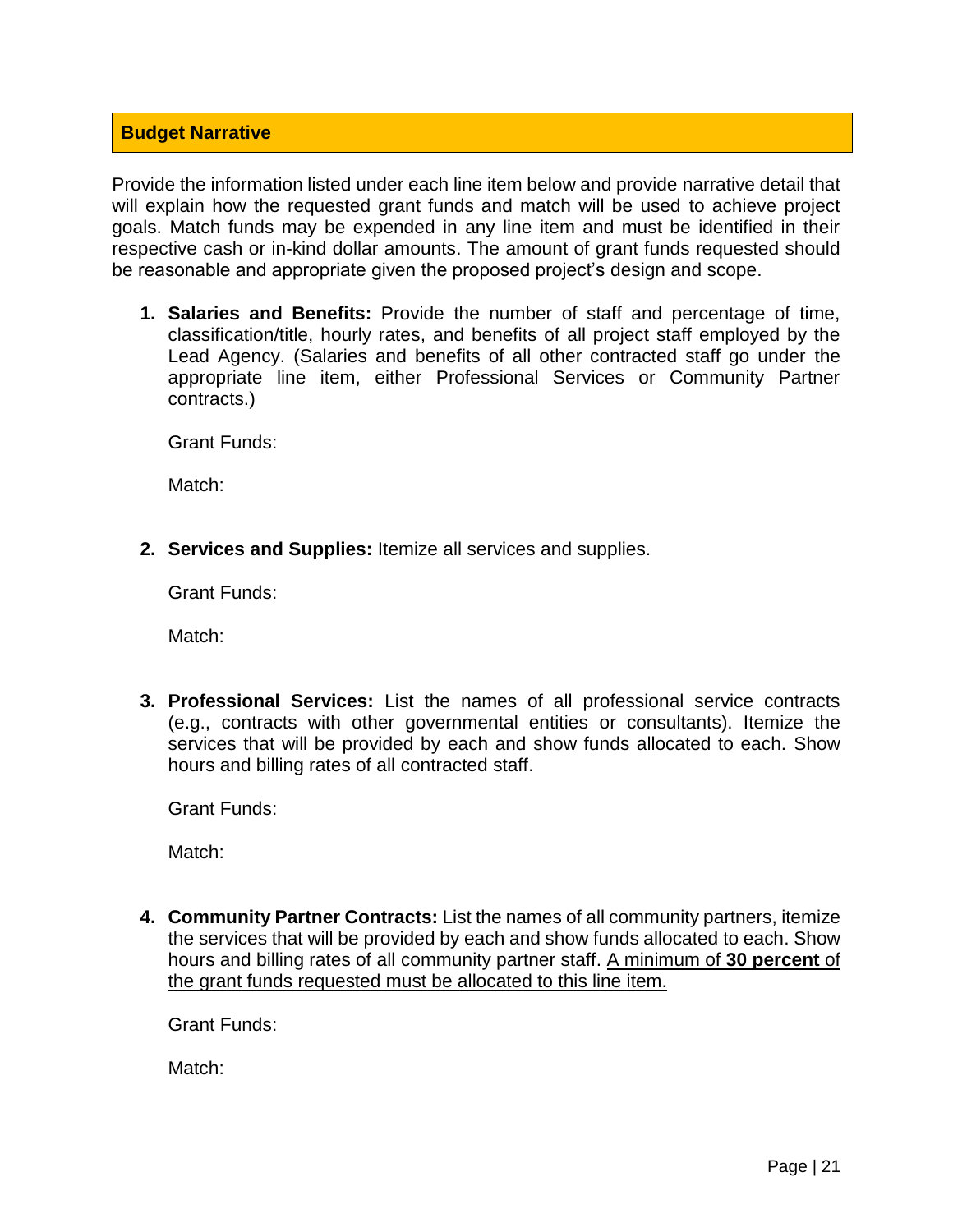## Budget Narrative

Provide the information listed under each line item below and provide narrative detail that will explain how the requested grant funds and match will be used to achieve project goals. Match funds may be expended in any line item and must be identified in their respective cash or in-kind dollar amounts. The amount of grant funds requested should be reasonable and appropriate given the proposed project's design and scope.

1. **Salaries and Benefits:** Provide the number of staff and percentage of time, classification/title, hourly rates, and benefits of all project staff employed by the Lead Agency. (Salaries and benefits of all other contracted staff go under the appropriate line item, either Professional Services or Community Partner contracts.)

   Grant Funds:

   Match:

2. **Services and Supplies:** Itemize all services and supplies.

   Grant Funds:

   Match:

3. **Professional Services:** List the names of all professional service contracts (e.g., contracts with other governmental entities or consultants). Itemize the services that will be provided by each and show funds allocated to each. Show hours and billing rates of all contracted staff.

   Grant Funds:

   Match:

4. **Community Partner Contracts:** List the names of all community partners, itemize the services that will be provided by each and show funds allocated to each. Show hours and billing rates of all community partner staff. <u>A minimum of **30 percent** of the grant funds requested must be allocated to this line item.</u>

   Grant Funds:

   Match: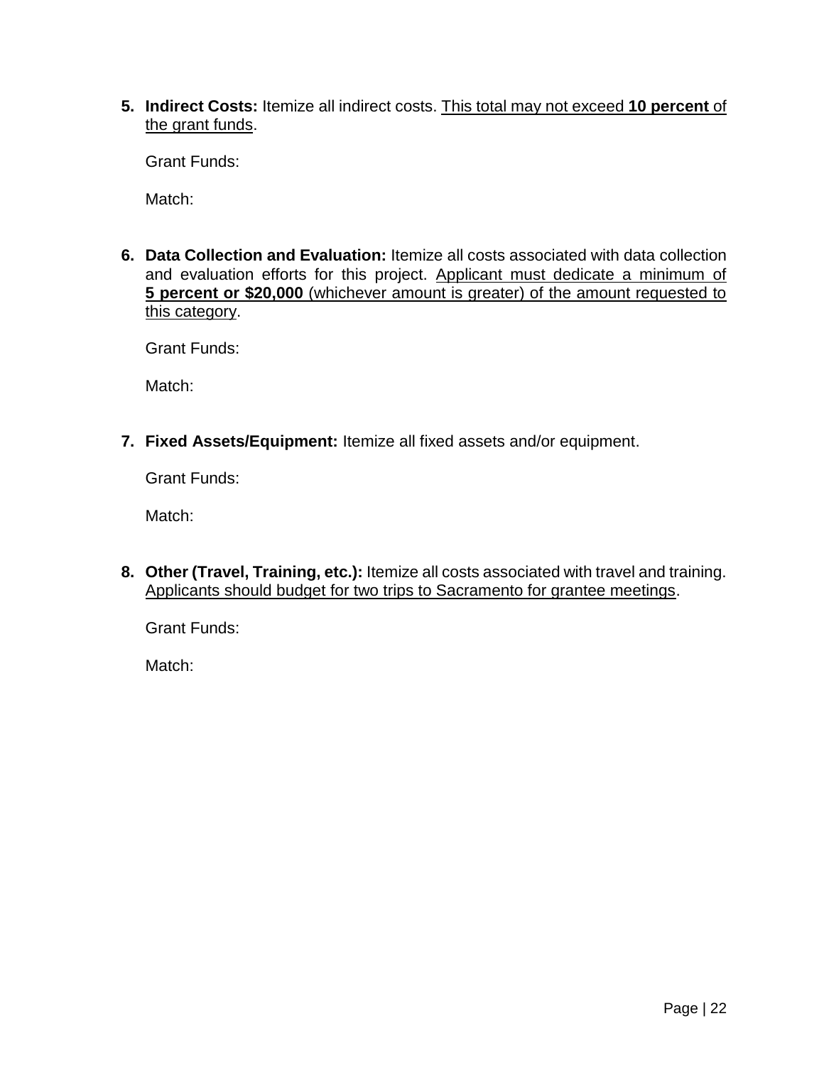5. **Indirect Costs:** Itemize all indirect costs. <u>This total may not exceed **10 percent** of the grant funds</u>.

   Grant Funds:

   Match:

6. **Data Collection and Evaluation:** Itemize all costs associated with data collection and evaluation efforts for this project. <u>Applicant must dedicate a minimum of **5 percent or $20,000** (whichever amount is greater) of the amount requested to this category</u>.

   Grant Funds:

   Match:

7. **Fixed Assets/Equipment:** Itemize all fixed assets and/or equipment.

   Grant Funds:

   Match:

8. **Other (Travel, Training, etc.):** Itemize all costs associated with travel and training. <u>Applicants should budget for two trips to Sacramento for grantee meetings</u>.

   Grant Funds:

   Match: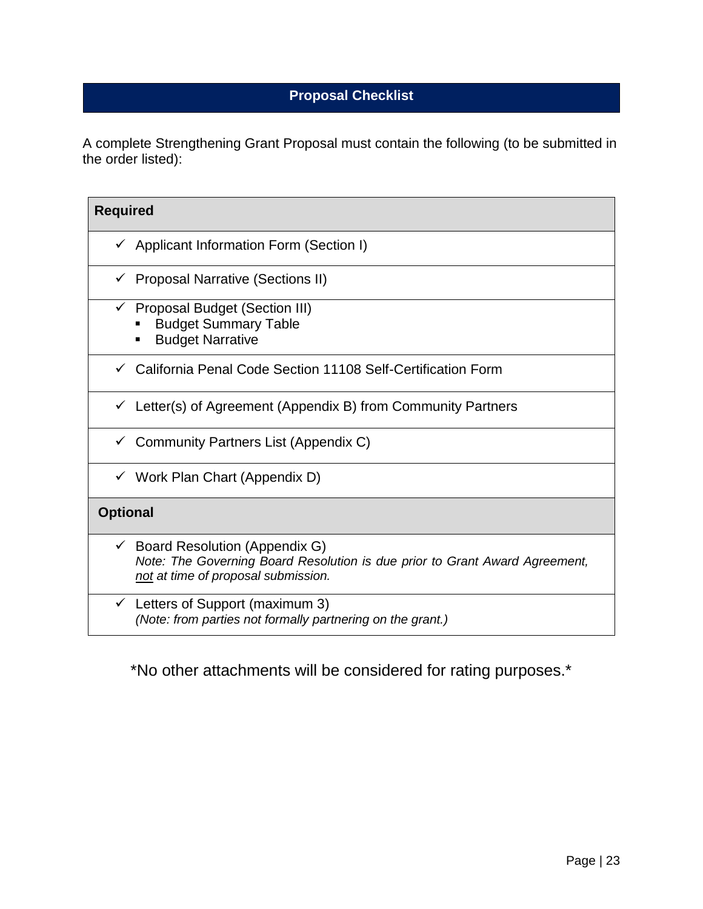## Proposal Checklist

A complete Strengthening Grant Proposal must contain the following (to be submitted in the order listed):

| Required |
| --- |
| ✓ Applicant Information Form (Section I) |
| ✓ Proposal Narrative (Sections II) |
| ✓ Proposal Budget (Section III)<br>▪ Budget Summary Table<br>▪ Budget Narrative |
| ✓ California Penal Code Section 11108 Self-Certification Form |
| ✓ Letter(s) of Agreement (Appendix B) from Community Partners |
| ✓ Community Partners List (Appendix C) |
| ✓ Work Plan Chart (Appendix D) |
| **Optional** |
| ✓ Board Resolution (Appendix G)<br>*Note: The Governing Board Resolution is due prior to Grant Award Agreement, <u>not</u> at time of proposal submission.* |
| ✓ Letters of Support (maximum 3)<br>*(Note: from parties not formally partnering on the grant.)* |

*No other attachments will be considered for rating purposes.*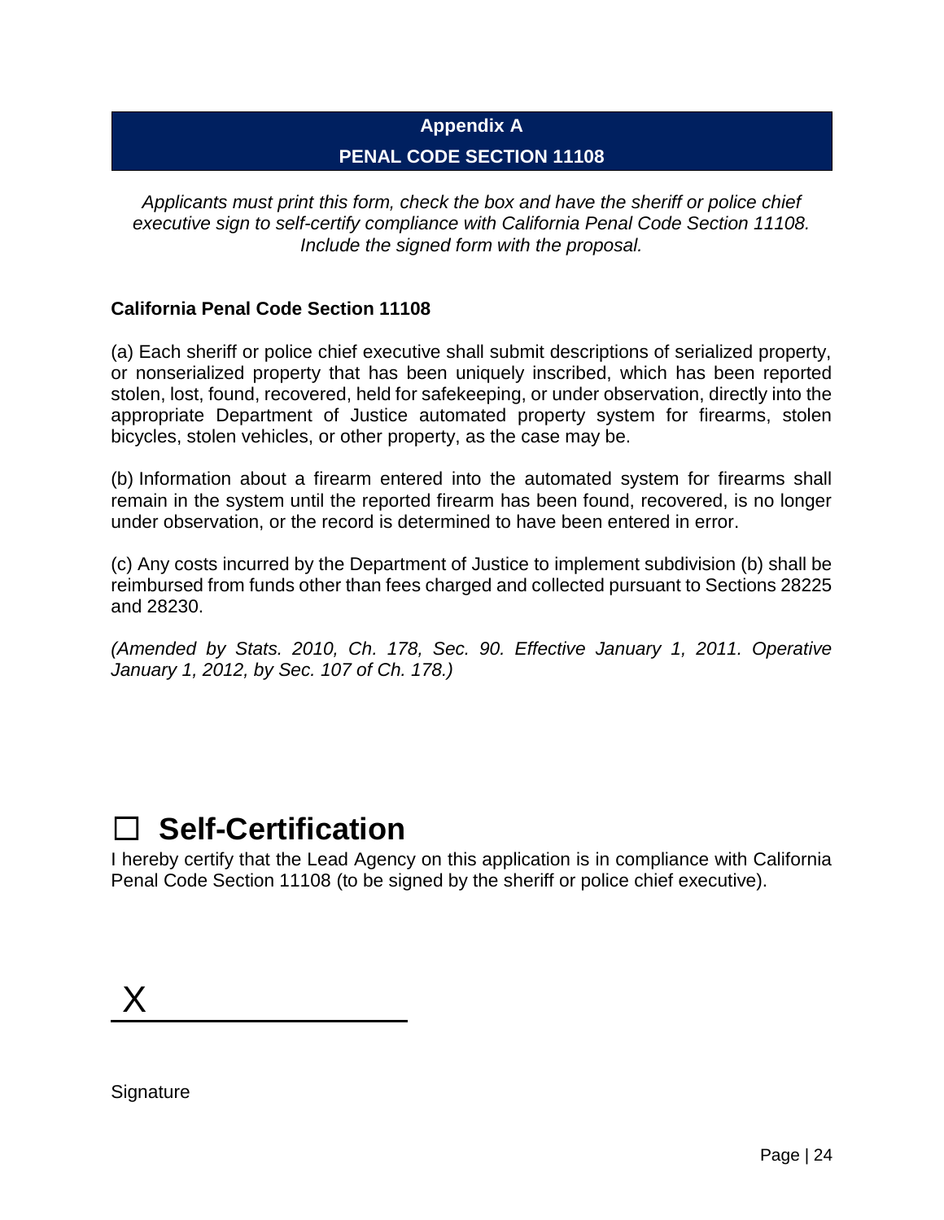# Appendix A

## PENAL CODE SECTION 11108

*Applicants must print this form, check the box and have the sheriff or police chief executive sign to self-certify compliance with California Penal Code Section 11108. Include the signed form with the proposal.*

**California Penal Code Section 11108**

(a) Each sheriff or police chief executive shall submit descriptions of serialized property, or nonserialized property that has been uniquely inscribed, which has been reported stolen, lost, found, recovered, held for safekeeping, or under observation, directly into the appropriate Department of Justice automated property system for firearms, stolen bicycles, stolen vehicles, or other property, as the case may be.

(b) Information about a firearm entered into the automated system for firearms shall remain in the system until the reported firearm has been found, recovered, is no longer under observation, or the record is determined to have been entered in error.

(c) Any costs incurred by the Department of Justice to implement subdivision (b) shall be reimbursed from funds other than fees charged and collected pursuant to Sections 28225 and 28230.

*(Amended by Stats. 2010, Ch. 178, Sec. 90. Effective January 1, 2011. Operative January 1, 2012, by Sec. 107 of Ch. 178.)*

# ☐ Self-Certification

I hereby certify that the Lead Agency on this application is in compliance with California Penal Code Section 11108 (to be signed by the sheriff or police chief executive).

X ______________________

Signature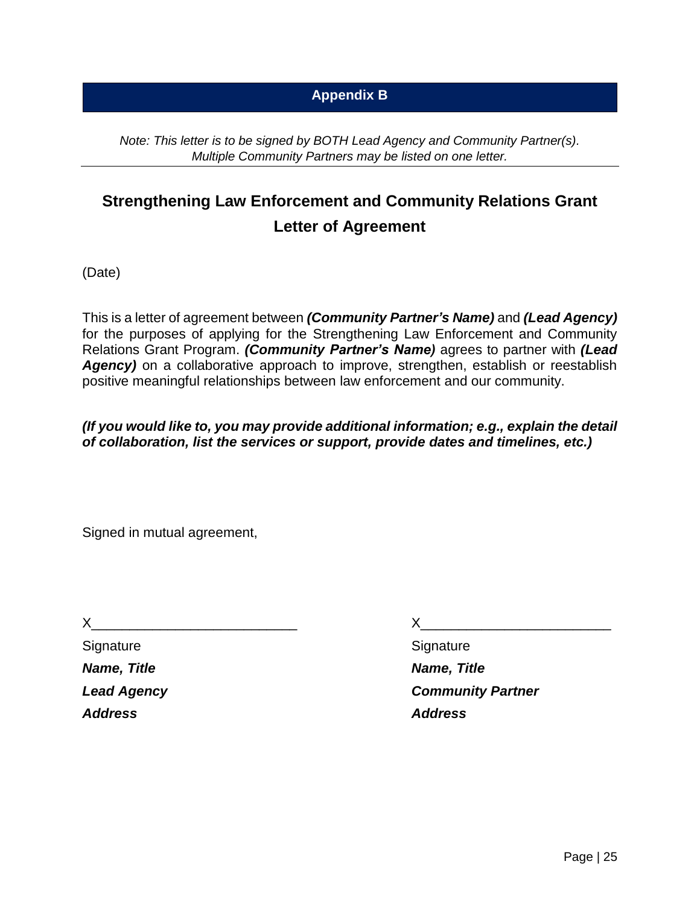## Appendix B

*Note: This letter is to be signed by BOTH Lead Agency and Community Partner(s). Multiple Community Partners may be listed on one letter.*

---

# Strengthening Law Enforcement and Community Relations Grant Letter of Agreement

(Date)

This is a letter of agreement between ***(Community Partner's Name)*** and ***(Lead Agency)*** for the purposes of applying for the Strengthening Law Enforcement and Community Relations Grant Program. ***(Community Partner's Name)*** agrees to partner with ***(Lead Agency)*** on a collaborative approach to improve, strengthen, establish or reestablish positive meaningful relationships between law enforcement and our community.

***(If you would like to, you may provide additional information; e.g., explain the detail of collaboration, list the services or support, provide dates and timelines, etc.)***

Signed in mutual agreement,

X__________________________

Signature

***Name, Title***

***Lead Agency***

***Address***

X________________________

Signature

***Name, Title***

***Community Partner***

***Address***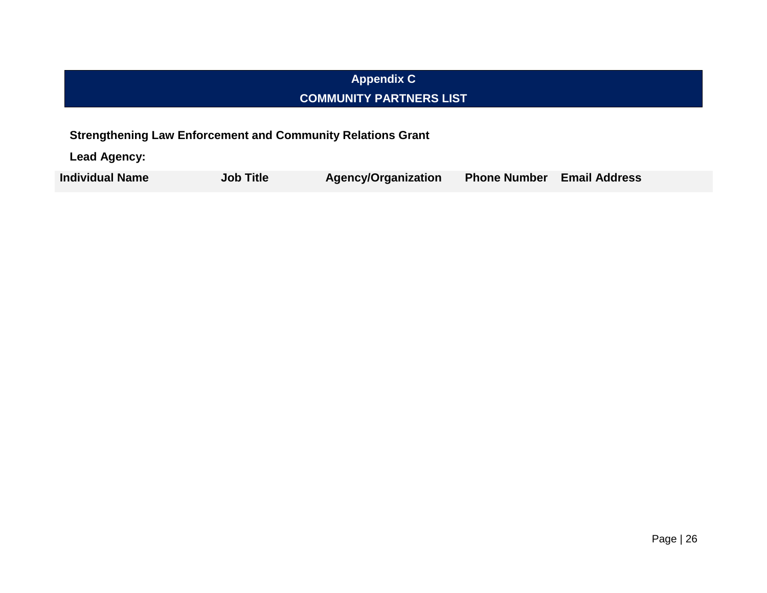# Appendix C
# COMMUNITY PARTNERS LIST

**Strengthening Law Enforcement and Community Relations Grant**

**Lead Agency:**

| Individual Name | Job Title | Agency/Organization | Phone Number | Email Address |
| --- | --- | --- | --- | --- |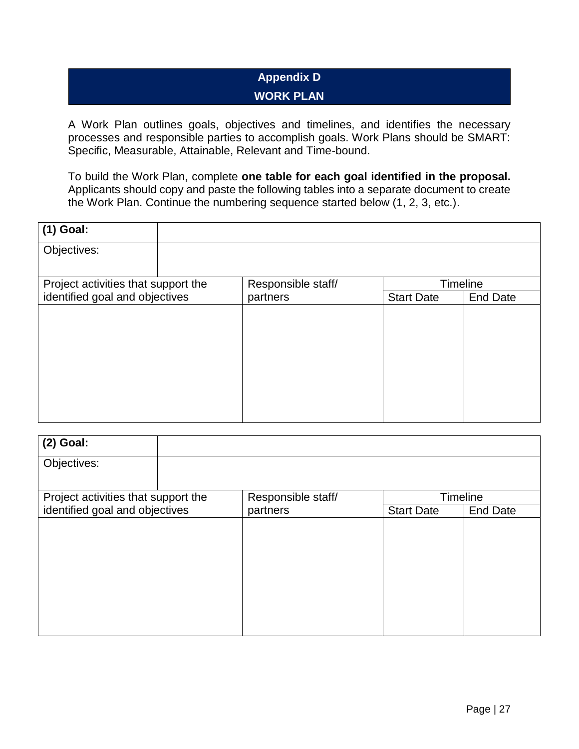## Appendix D
## WORK PLAN

A Work Plan outlines goals, objectives and timelines, and identifies the necessary processes and responsible parties to accomplish goals. Work Plans should be SMART: Specific, Measurable, Attainable, Relevant and Time-bound.

To build the Work Plan, complete **one table for each goal identified in the proposal.** Applicants should copy and paste the following tables into a separate document to create the Work Plan. Continue the numbering sequence started below (1, 2, 3, etc.).

| **(1) Goal:** | | | |
|---|---|---|---|
| Objectives: | | | |
| Project activities that support the identified goal and objectives | Responsible staff/ partners | Timeline | |
| | | Start Date | End Date |
| | | | |

| **(2) Goal:** | | | |
|---|---|---|---|
| Objectives: | | | |
| Project activities that support the identified goal and objectives | Responsible staff/ partners | Timeline | |
| | | Start Date | End Date |
| | | | |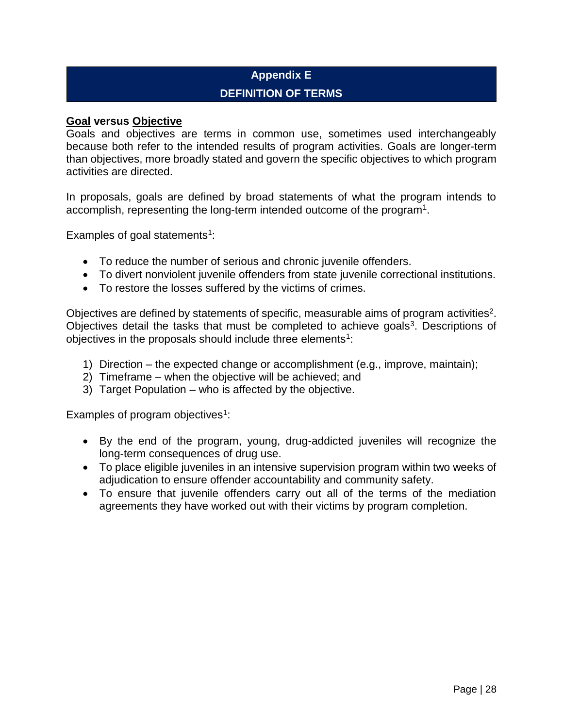# Appendix E

## DEFINITION OF TERMS

**<u>Goal</u> versus <u>Objective</u>**

Goals and objectives are terms in common use, sometimes used interchangeably because both refer to the intended results of program activities. Goals are longer-term than objectives, more broadly stated and govern the specific objectives to which program activities are directed.

In proposals, goals are defined by broad statements of what the program intends to accomplish, representing the long-term intended outcome of the program[1].

Examples of goal statements[1]:

- To reduce the number of serious and chronic juvenile offenders.
- To divert nonviolent juvenile offenders from state juvenile correctional institutions.
- To restore the losses suffered by the victims of crimes.

Objectives are defined by statements of specific, measurable aims of program activities[2]. Objectives detail the tasks that must be completed to achieve goals[3]. Descriptions of objectives in the proposals should include three elements[1]:

1) Direction – the expected change or accomplishment (e.g., improve, maintain);
2) Timeframe – when the objective will be achieved; and
3) Target Population – who is affected by the objective.

Examples of program objectives[1]:

- By the end of the program, young, drug-addicted juveniles will recognize the long-term consequences of drug use.
- To place eligible juveniles in an intensive supervision program within two weeks of adjudication to ensure offender accountability and community safety.
- To ensure that juvenile offenders carry out all of the terms of the mediation agreements they have worked out with their victims by program completion.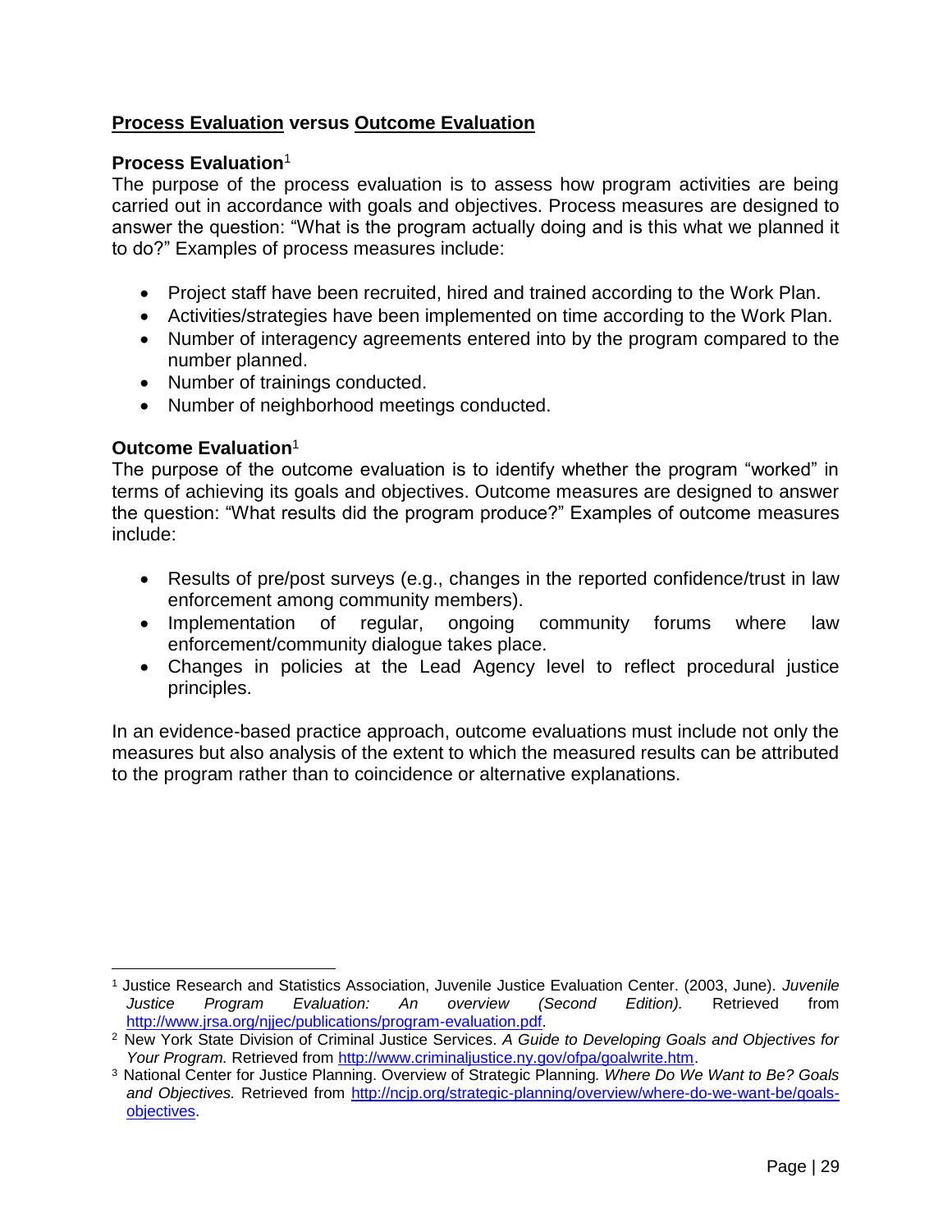## **Process Evaluation** versus **Outcome Evaluation**

### Process Evaluation[1]

The purpose of the process evaluation is to assess how program activities are being carried out in accordance with goals and objectives. Process measures are designed to answer the question: "What is the program actually doing and is this what we planned it to do?" Examples of process measures include:

- Project staff have been recruited, hired and trained according to the Work Plan.
- Activities/strategies have been implemented on time according to the Work Plan.
- Number of interagency agreements entered into by the program compared to the number planned.
- Number of trainings conducted.
- Number of neighborhood meetings conducted.

### Outcome Evaluation[1]

The purpose of the outcome evaluation is to identify whether the program "worked" in terms of achieving its goals and objectives. Outcome measures are designed to answer the question: "What results did the program produce?" Examples of outcome measures include:

- Results of pre/post surveys (e.g., changes in the reported confidence/trust in law enforcement among community members).
- Implementation of regular, ongoing community forums where law enforcement/community dialogue takes place.
- Changes in policies at the Lead Agency level to reflect procedural justice principles.

In an evidence-based practice approach, outcome evaluations must include not only the measures but also analysis of the extent to which the measured results can be attributed to the program rather than to coincidence or alternative explanations.

---

[1] Justice Research and Statistics Association, Juvenile Justice Evaluation Center. (2003, June). *Juvenile Justice Program Evaluation: An overview (Second Edition).* Retrieved from http://www.jrsa.org/njjec/publications/program-evaluation.pdf.

[2] New York State Division of Criminal Justice Services. *A Guide to Developing Goals and Objectives for Your Program.* Retrieved from http://www.criminaljustice.ny.gov/ofpa/goalwrite.htm.

[3] National Center for Justice Planning. Overview of Strategic Planning*. Where Do We Want to Be? Goals and Objectives.* Retrieved from http://ncjp.org/strategic-planning/overview/where-do-we-want-be/goals-objectives.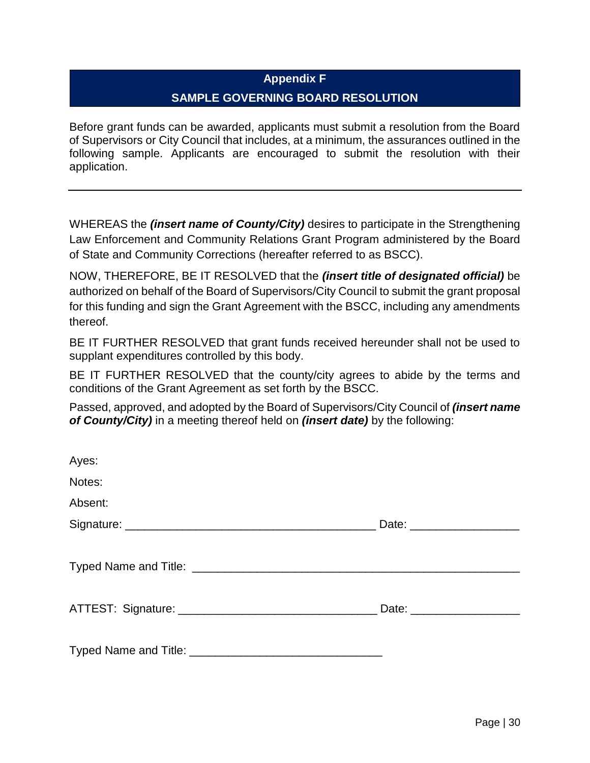# Appendix F

## SAMPLE GOVERNING BOARD RESOLUTION

Before grant funds can be awarded, applicants must submit a resolution from the Board of Supervisors or City Council that includes, at a minimum, the assurances outlined in the following sample. Applicants are encouraged to submit the resolution with their application.

---

WHEREAS the ***(insert name of County/City)*** desires to participate in the Strengthening Law Enforcement and Community Relations Grant Program administered by the Board of State and Community Corrections (hereafter referred to as BSCC).

NOW, THEREFORE, BE IT RESOLVED that the ***(insert title of designated official)*** be authorized on behalf of the Board of Supervisors/City Council to submit the grant proposal for this funding and sign the Grant Agreement with the BSCC, including any amendments thereof.

BE IT FURTHER RESOLVED that grant funds received hereunder shall not be used to supplant expenditures controlled by this body.

BE IT FURTHER RESOLVED that the county/city agrees to abide by the terms and conditions of the Grant Agreement as set forth by the BSCC.

Passed, approved, and adopted by the Board of Supervisors/City Council of ***(insert name of County/City)*** in a meeting thereof held on ***(insert date)*** by the following:

Ayes:

Notes:

Absent:

Signature: _______________________________________ Date: _________________

Typed Name and Title: ___________________________________________________

ATTEST: Signature: _______________________________ Date: _________________

Typed Name and Title: ______________________________